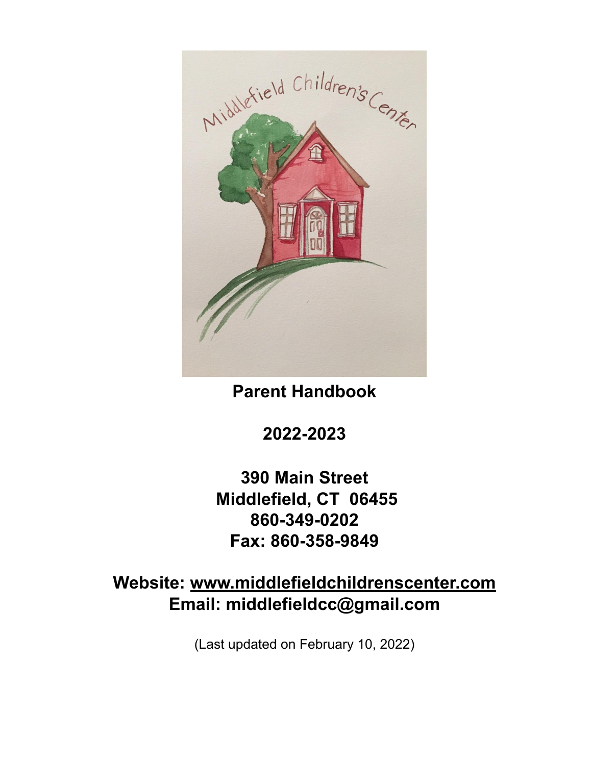# Parent Handbook

## 2022-2023

**390 Main Street**
**Middlefield, CT 06455**
**860-349-0202**
**Fax: 860-358-9849**

**Website: [www.middlefieldchildrenscenter.com](http://www.middlefieldchildrenscenter.com)**
**Email: middlefieldcc@gmail.com**

(Last updated on February 10, 2022)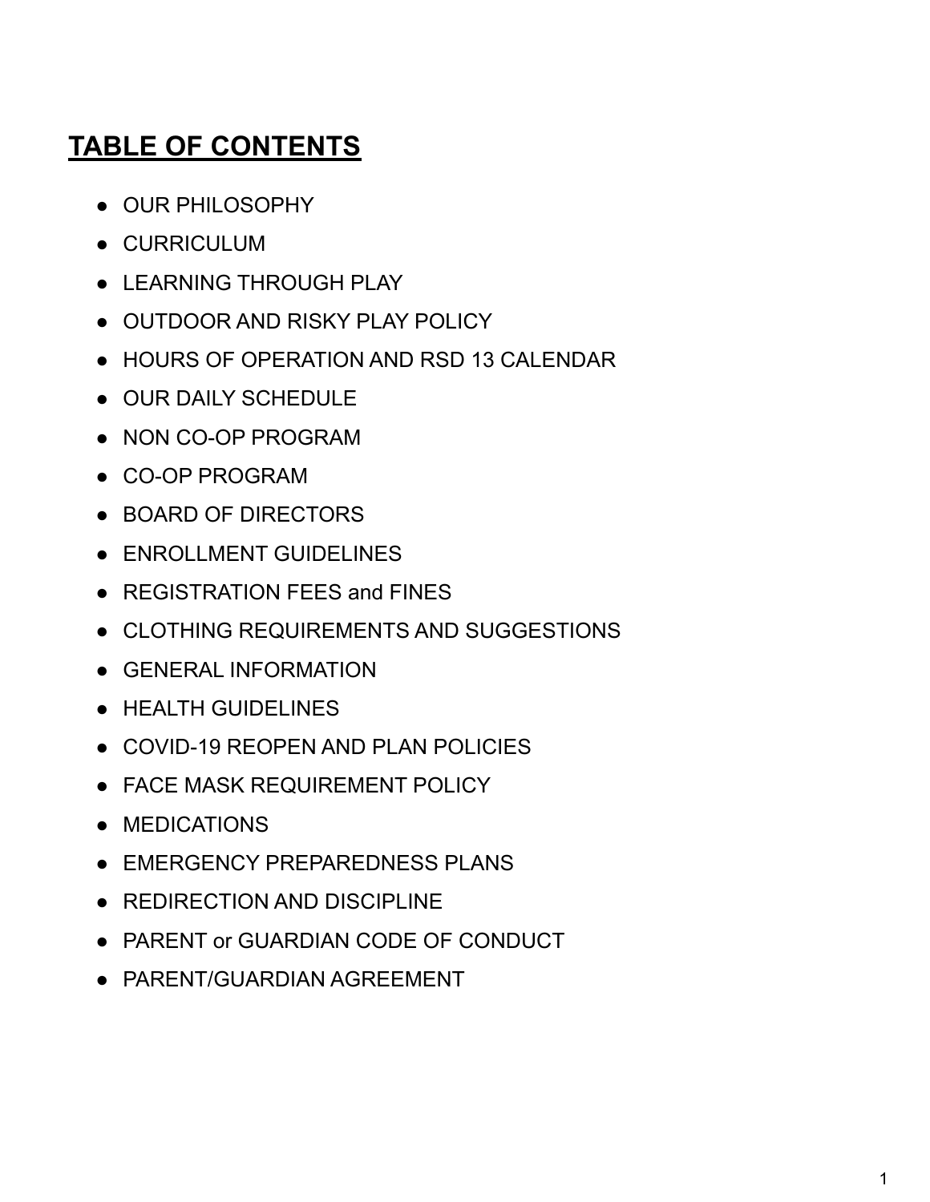# TABLE OF CONTENTS

- OUR PHILOSOPHY
- CURRICULUM
- LEARNING THROUGH PLAY
- OUTDOOR AND RISKY PLAY POLICY
- HOURS OF OPERATION AND RSD 13 CALENDAR
- OUR DAILY SCHEDULE
- NON CO-OP PROGRAM
- CO-OP PROGRAM
- BOARD OF DIRECTORS
- ENROLLMENT GUIDELINES
- REGISTRATION FEES and FINES
- CLOTHING REQUIREMENTS AND SUGGESTIONS
- GENERAL INFORMATION
- HEALTH GUIDELINES
- COVID-19 REOPEN AND PLAN POLICIES
- FACE MASK REQUIREMENT POLICY
- MEDICATIONS
- EMERGENCY PREPAREDNESS PLANS
- REDIRECTION AND DISCIPLINE
- PARENT or GUARDIAN CODE OF CONDUCT
- PARENT/GUARDIAN AGREEMENT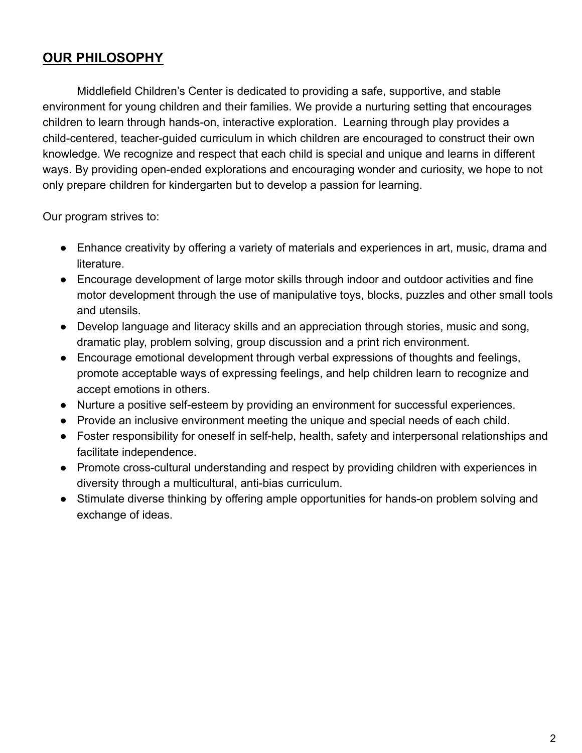## OUR PHILOSOPHY

Middlefield Children's Center is dedicated to providing a safe, supportive, and stable environment for young children and their families. We provide a nurturing setting that encourages children to learn through hands-on, interactive exploration. Learning through play provides a child-centered, teacher-guided curriculum in which children are encouraged to construct their own knowledge. We recognize and respect that each child is special and unique and learns in different ways. By providing open-ended explorations and encouraging wonder and curiosity, we hope to not only prepare children for kindergarten but to develop a passion for learning.

Our program strives to:

- Enhance creativity by offering a variety of materials and experiences in art, music, drama and literature.
- Encourage development of large motor skills through indoor and outdoor activities and fine motor development through the use of manipulative toys, blocks, puzzles and other small tools and utensils.
- Develop language and literacy skills and an appreciation through stories, music and song, dramatic play, problem solving, group discussion and a print rich environment.
- Encourage emotional development through verbal expressions of thoughts and feelings, promote acceptable ways of expressing feelings, and help children learn to recognize and accept emotions in others.
- Nurture a positive self-esteem by providing an environment for successful experiences.
- Provide an inclusive environment meeting the unique and special needs of each child.
- Foster responsibility for oneself in self-help, health, safety and interpersonal relationships and facilitate independence.
- Promote cross-cultural understanding and respect by providing children with experiences in diversity through a multicultural, anti-bias curriculum.
- Stimulate diverse thinking by offering ample opportunities for hands-on problem solving and exchange of ideas.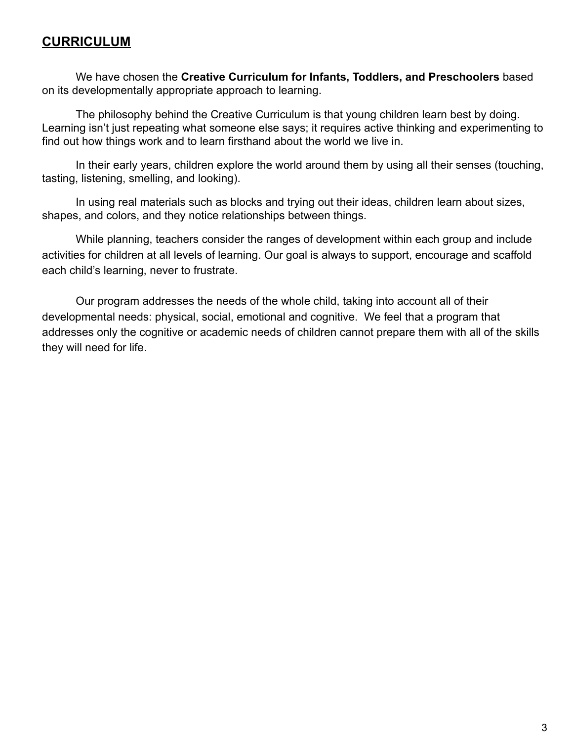## **CURRICULUM**

We have chosen the **Creative Curriculum for Infants, Toddlers, and Preschoolers** based on its developmentally appropriate approach to learning.

The philosophy behind the Creative Curriculum is that young children learn best by doing. Learning isn't just repeating what someone else says; it requires active thinking and experimenting to find out how things work and to learn firsthand about the world we live in.

In their early years, children explore the world around them by using all their senses (touching, tasting, listening, smelling, and looking).

In using real materials such as blocks and trying out their ideas, children learn about sizes, shapes, and colors, and they notice relationships between things.

While planning, teachers consider the ranges of development within each group and include activities for children at all levels of learning. Our goal is always to support, encourage and scaffold each child's learning, never to frustrate.

Our program addresses the needs of the whole child, taking into account all of their developmental needs: physical, social, emotional and cognitive. We feel that a program that addresses only the cognitive or academic needs of children cannot prepare them with all of the skills they will need for life.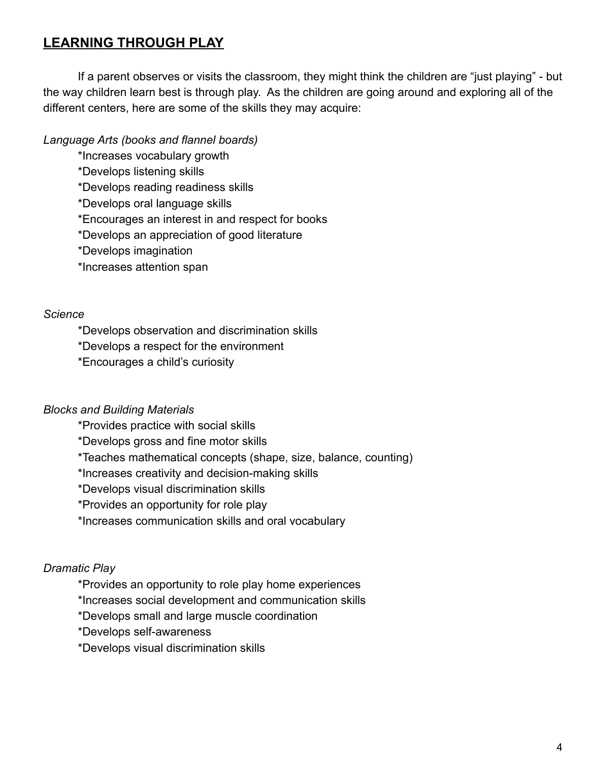## LEARNING THROUGH PLAY

If a parent observes or visits the classroom, they might think the children are "just playing" - but the way children learn best is through play. As the children are going around and exploring all of the different centers, here are some of the skills they may acquire:

*Language Arts (books and flannel boards)*

*Increases vocabulary growth
*Develops listening skills
*Develops reading readiness skills
*Develops oral language skills
*Encourages an interest in and respect for books
*Develops an appreciation of good literature
*Develops imagination
*Increases attention span

*Science*

*Develops observation and discrimination skills
*Develops a respect for the environment
*Encourages a child's curiosity

*Blocks and Building Materials*

*Provides practice with social skills
*Develops gross and fine motor skills
*Teaches mathematical concepts (shape, size, balance, counting)
*Increases creativity and decision-making skills
*Develops visual discrimination skills
*Provides an opportunity for role play
*Increases communication skills and oral vocabulary

*Dramatic Play*

*Provides an opportunity to role play home experiences
*Increases social development and communication skills
*Develops small and large muscle coordination
*Develops self-awareness
*Develops visual discrimination skills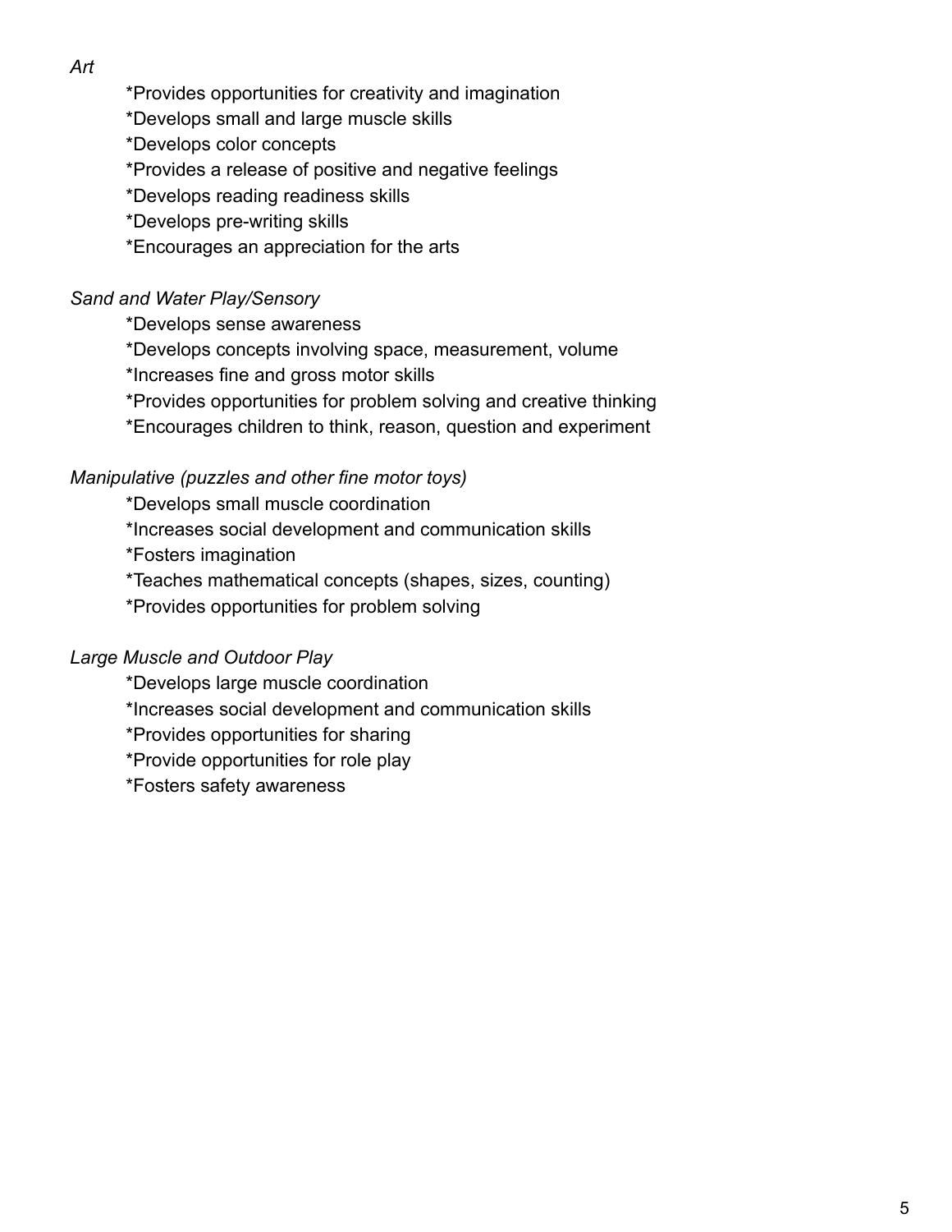*Art*

*Provides opportunities for creativity and imagination
*Develops small and large muscle skills
*Develops color concepts
*Provides a release of positive and negative feelings
*Develops reading readiness skills
*Develops pre-writing skills
*Encourages an appreciation for the arts

*Sand and Water Play/Sensory*

*Develops sense awareness
*Develops concepts involving space, measurement, volume
*Increases fine and gross motor skills
*Provides opportunities for problem solving and creative thinking
*Encourages children to think, reason, question and experiment

*Manipulative (puzzles and other fine motor toys)*

*Develops small muscle coordination
*Increases social development and communication skills
*Fosters imagination
*Teaches mathematical concepts (shapes, sizes, counting)
*Provides opportunities for problem solving

*Large Muscle and Outdoor Play*

*Develops large muscle coordination
*Increases social development and communication skills
*Provides opportunities for sharing
*Provide opportunities for role play
*Fosters safety awareness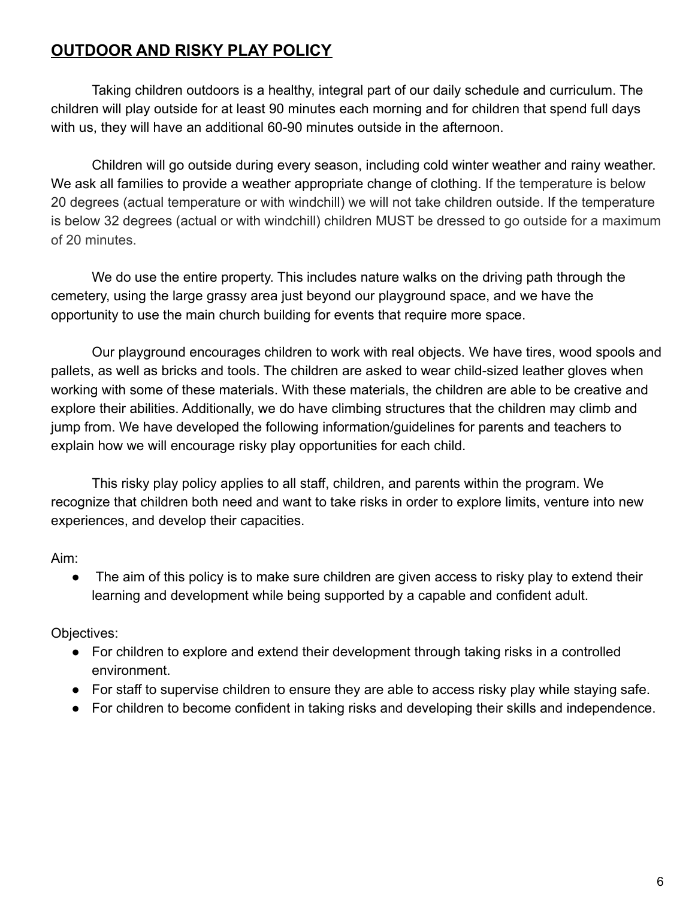## **OUTDOOR AND RISKY PLAY POLICY**

Taking children outdoors is a healthy, integral part of our daily schedule and curriculum. The children will play outside for at least 90 minutes each morning and for children that spend full days with us, they will have an additional 60-90 minutes outside in the afternoon.

Children will go outside during every season, including cold winter weather and rainy weather. We ask all families to provide a weather appropriate change of clothing. If the temperature is below 20 degrees (actual temperature or with windchill) we will not take children outside. If the temperature is below 32 degrees (actual or with windchill) children MUST be dressed to go outside for a maximum of 20 minutes.

We do use the entire property. This includes nature walks on the driving path through the cemetery, using the large grassy area just beyond our playground space, and we have the opportunity to use the main church building for events that require more space.

Our playground encourages children to work with real objects. We have tires, wood spools and pallets, as well as bricks and tools. The children are asked to wear child-sized leather gloves when working with some of these materials. With these materials, the children are able to be creative and explore their abilities. Additionally, we do have climbing structures that the children may climb and jump from. We have developed the following information/guidelines for parents and teachers to explain how we will encourage risky play opportunities for each child.

This risky play policy applies to all staff, children, and parents within the program. We recognize that children both need and want to take risks in order to explore limits, venture into new experiences, and develop their capacities.

Aim:

- The aim of this policy is to make sure children are given access to risky play to extend their learning and development while being supported by a capable and confident adult.

Objectives:

- For children to explore and extend their development through taking risks in a controlled environment.
- For staff to supervise children to ensure they are able to access risky play while staying safe.
- For children to become confident in taking risks and developing their skills and independence.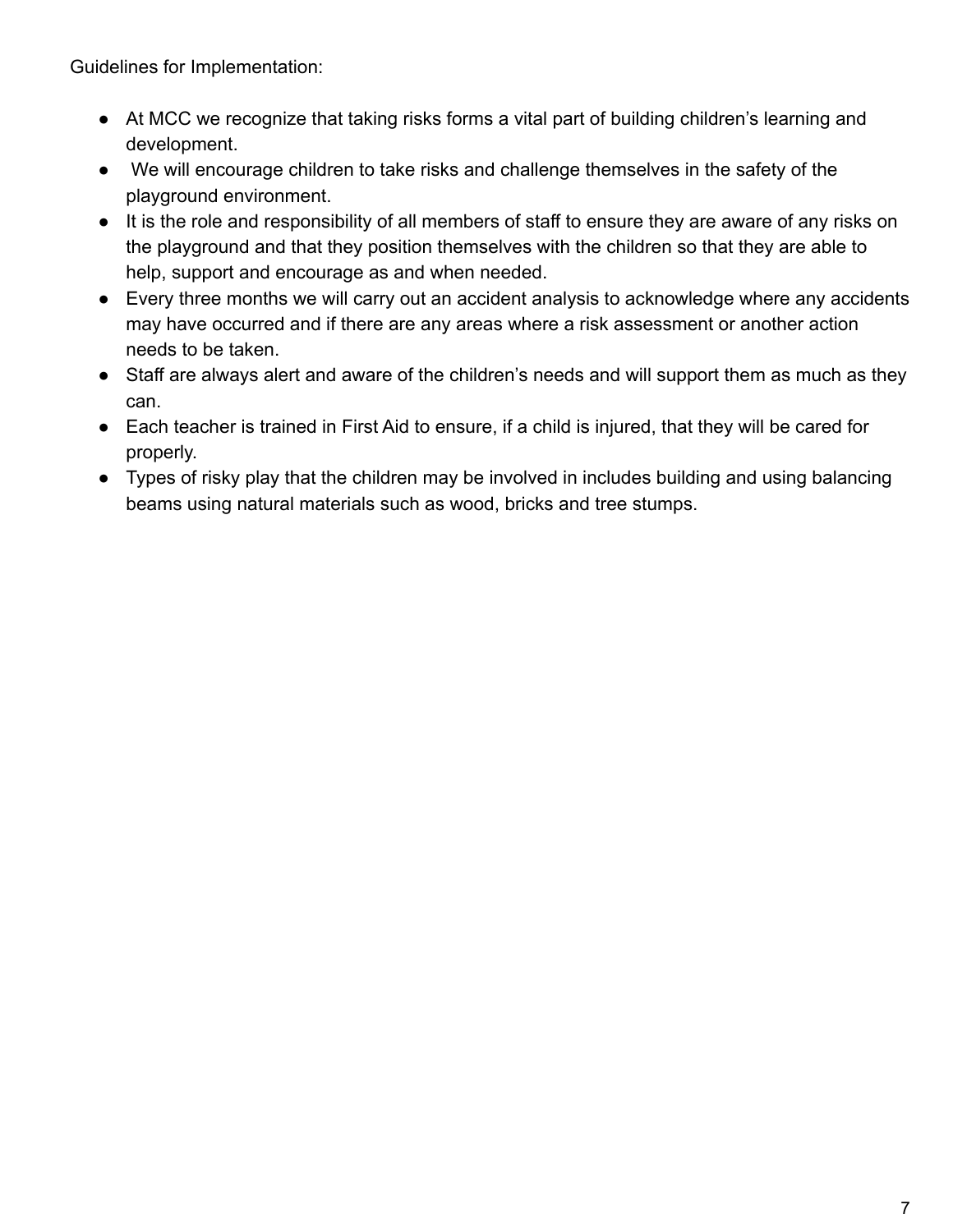Guidelines for Implementation:

- At MCC we recognize that taking risks forms a vital part of building children's learning and development.
- We will encourage children to take risks and challenge themselves in the safety of the playground environment.
- It is the role and responsibility of all members of staff to ensure they are aware of any risks on the playground and that they position themselves with the children so that they are able to help, support and encourage as and when needed.
- Every three months we will carry out an accident analysis to acknowledge where any accidents may have occurred and if there are any areas where a risk assessment or another action needs to be taken.
- Staff are always alert and aware of the children's needs and will support them as much as they can.
- Each teacher is trained in First Aid to ensure, if a child is injured, that they will be cared for properly.
- Types of risky play that the children may be involved in includes building and using balancing beams using natural materials such as wood, bricks and tree stumps.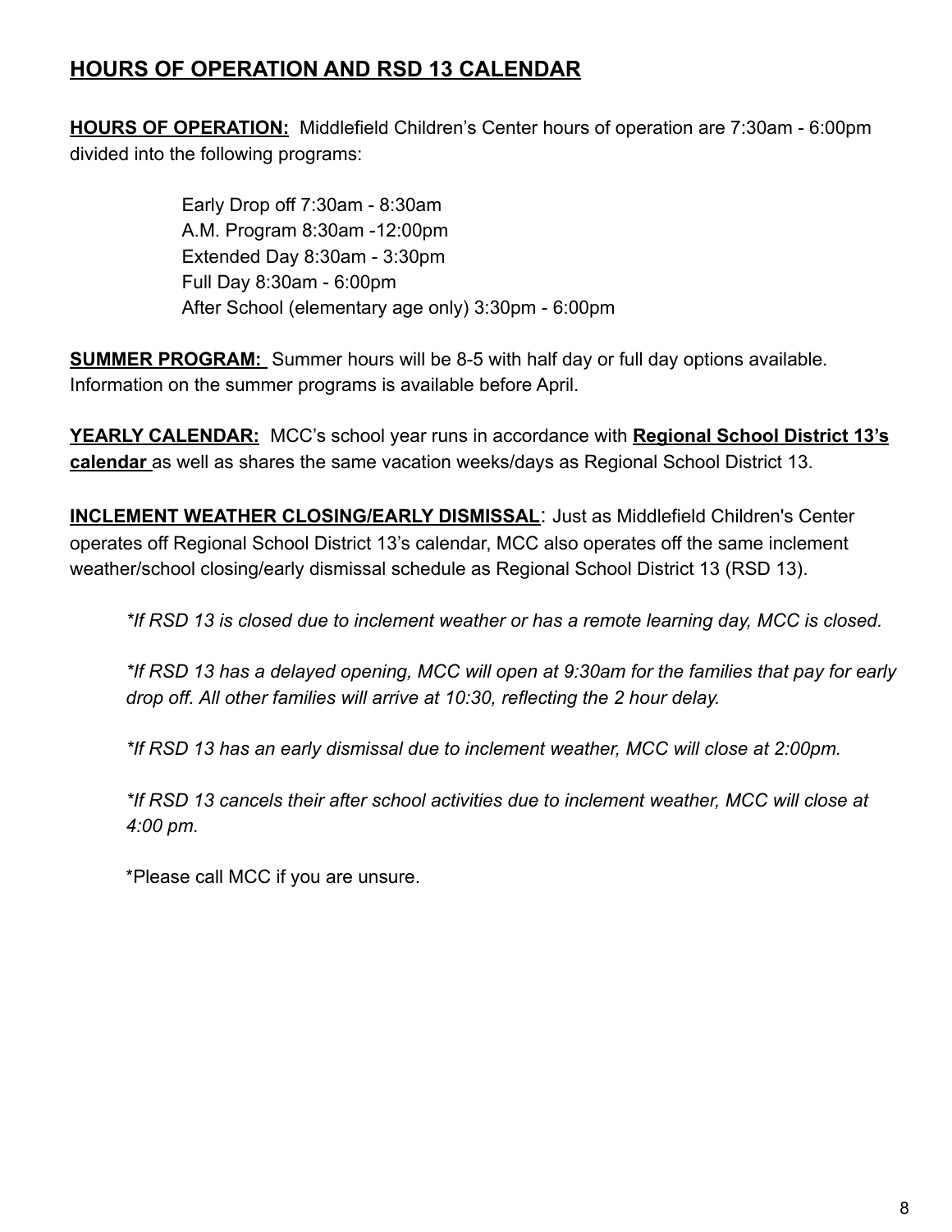## HOURS OF OPERATION AND RSD 13 CALENDAR

**HOURS OF OPERATION:** Middlefield Children's Center hours of operation are 7:30am - 6:00pm divided into the following programs:

Early Drop off 7:30am - 8:30am
A.M. Program 8:30am -12:00pm
Extended Day 8:30am - 3:30pm
Full Day 8:30am - 6:00pm
After School (elementary age only) 3:30pm - 6:00pm

**SUMMER PROGRAM:** Summer hours will be 8-5 with half day or full day options available. Information on the summer programs is available before April.

**YEARLY CALENDAR:** MCC's school year runs in accordance with **Regional School District 13's calendar** as well as shares the same vacation weeks/days as Regional School District 13.

**INCLEMENT WEATHER CLOSING/EARLY DISMISSAL**: Just as Middlefield Children's Center operates off Regional School District 13's calendar, MCC also operates off the same inclement weather/school closing/early dismissal schedule as Regional School District 13 (RSD 13).

*\*If RSD 13 is closed due to inclement weather or has a remote learning day, MCC is closed.*

*\*If RSD 13 has a delayed opening, MCC will open at 9:30am for the families that pay for early drop off. All other families will arrive at 10:30, reflecting the 2 hour delay.*

*\*If RSD 13 has an early dismissal due to inclement weather, MCC will close at 2:00pm.*

*\*If RSD 13 cancels their after school activities due to inclement weather, MCC will close at 4:00 pm.*

*Please call MCC if you are unsure.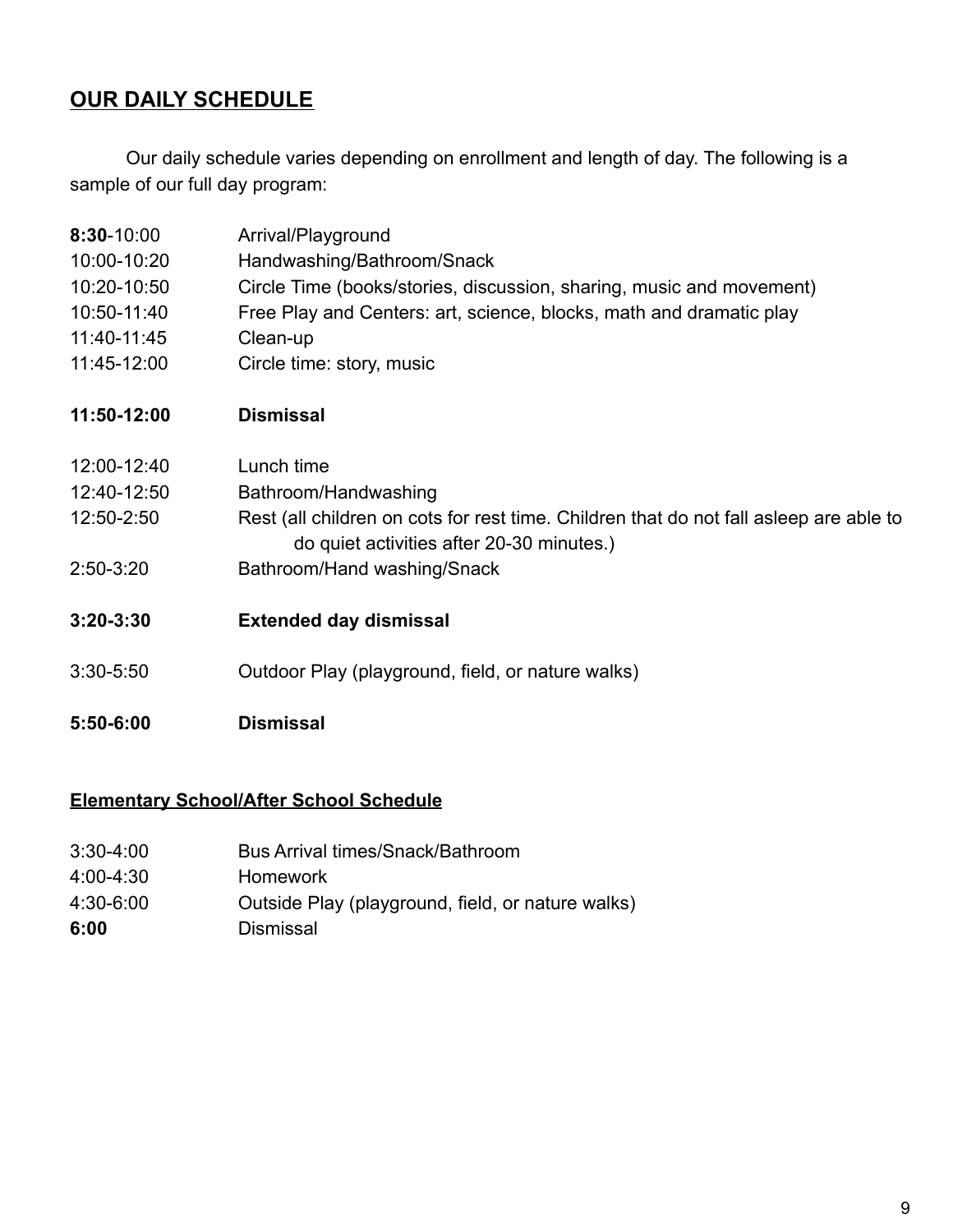## **OUR DAILY SCHEDULE**

Our daily schedule varies depending on enrollment and length of day. The following is a sample of our full day program:

| | |
|---|---|
| **8:30**-10:00 | Arrival/Playground |
| 10:00-10:20 | Handwashing/Bathroom/Snack |
| 10:20-10:50 | Circle Time (books/stories, discussion, sharing, music and movement) |
| 10:50-11:40 | Free Play and Centers: art, science, blocks, math and dramatic play |
| 11:40-11:45 | Clean-up |
| 11:45-12:00 | Circle time: story, music |
| **11:50-12:00** | **Dismissal** |
| 12:00-12:40 | Lunch time |
| 12:40-12:50 | Bathroom/Handwashing |
| 12:50-2:50 | Rest (all children on cots for rest time. Children that do not fall asleep are able to do quiet activities after 20-30 minutes.) |
| 2:50-3:20 | Bathroom/Hand washing/Snack |
| **3:20-3:30** | **Extended day dismissal** |
| 3:30-5:50 | Outdoor Play (playground, field, or nature walks) |
| **5:50-6:00** | **Dismissal** |

**Elementary School/After School Schedule**

| | |
|---|---|
| 3:30-4:00 | Bus Arrival times/Snack/Bathroom |
| 4:00-4:30 | Homework |
| 4:30-6:00 | Outside Play (playground, field, or nature walks) |
| **6:00** | Dismissal |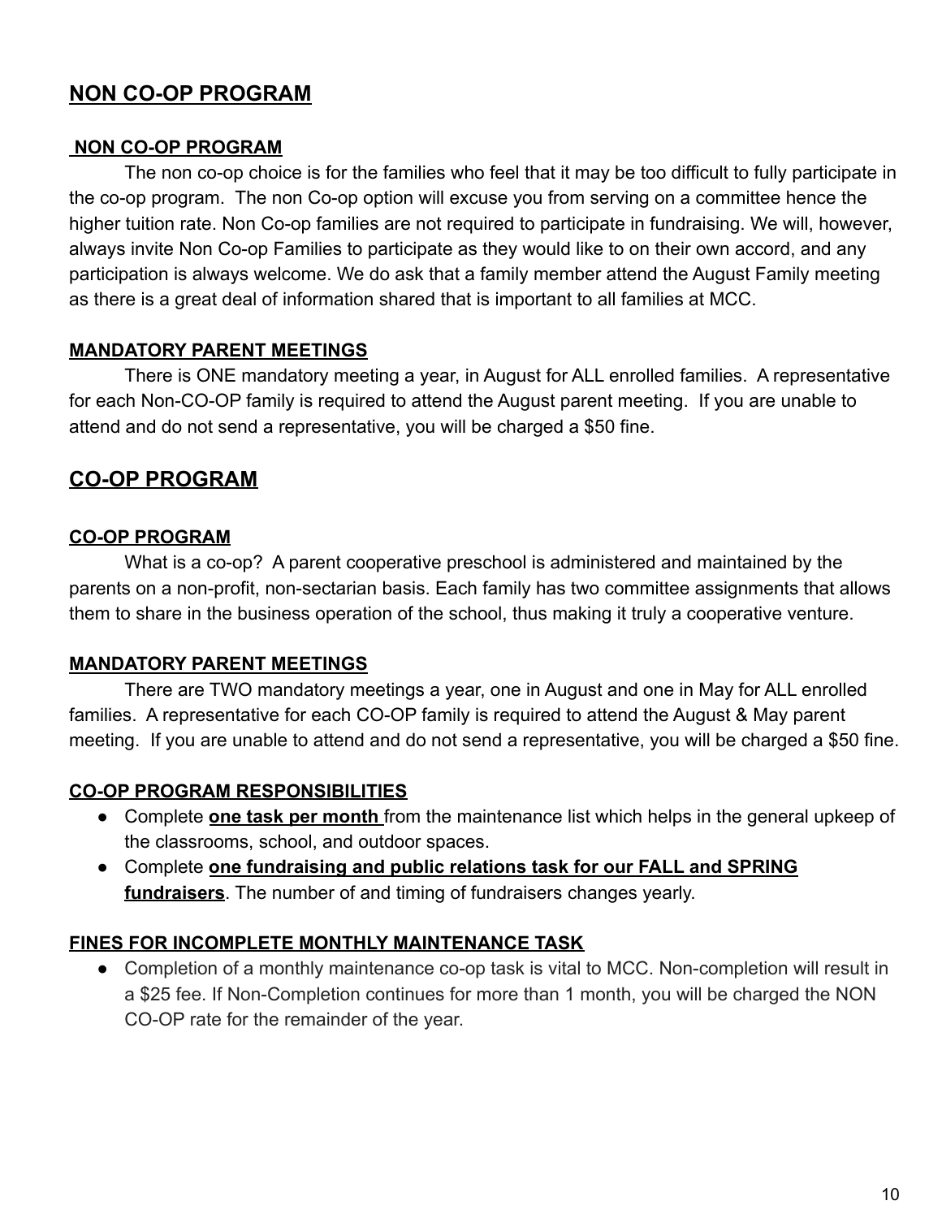## NON CO-OP PROGRAM

### NON CO-OP PROGRAM

The non co-op choice is for the families who feel that it may be too difficult to fully participate in the co-op program. The non Co-op option will excuse you from serving on a committee hence the higher tuition rate. Non Co-op families are not required to participate in fundraising. We will, however, always invite Non Co-op Families to participate as they would like to on their own accord, and any participation is always welcome. We do ask that a family member attend the August Family meeting as there is a great deal of information shared that is important to all families at MCC.

### MANDATORY PARENT MEETINGS

There is ONE mandatory meeting a year, in August for ALL enrolled families. A representative for each Non-CO-OP family is required to attend the August parent meeting. If you are unable to attend and do not send a representative, you will be charged a $50 fine.

## CO-OP PROGRAM

### CO-OP PROGRAM

What is a co-op? A parent cooperative preschool is administered and maintained by the parents on a non-profit, non-sectarian basis. Each family has two committee assignments that allows them to share in the business operation of the school, thus making it truly a cooperative venture.

### MANDATORY PARENT MEETINGS

There are TWO mandatory meetings a year, one in August and one in May for ALL enrolled families. A representative for each CO-OP family is required to attend the August & May parent meeting. If you are unable to attend and do not send a representative, you will be charged a $50 fine.

### CO-OP PROGRAM RESPONSIBILITIES

- Complete **one task per month** from the maintenance list which helps in the general upkeep of the classrooms, school, and outdoor spaces.
- Complete **one fundraising and public relations task for our FALL and SPRING fundraisers**. The number of and timing of fundraisers changes yearly.

### FINES FOR INCOMPLETE MONTHLY MAINTENANCE TASK

- Completion of a monthly maintenance co-op task is vital to MCC. Non-completion will result in a $25 fee. If Non-Completion continues for more than 1 month, you will be charged the NON CO-OP rate for the remainder of the year.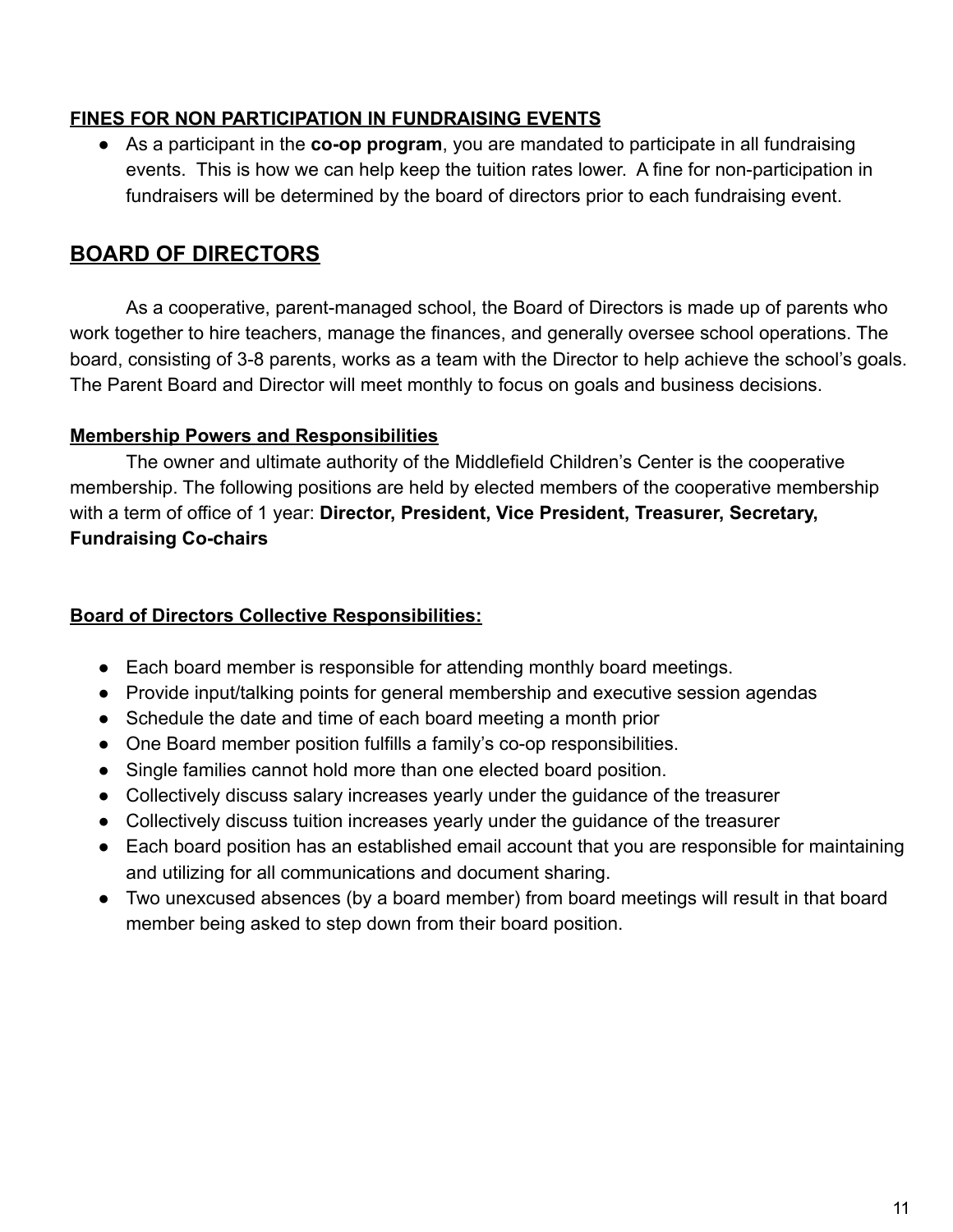**FINES FOR NON PARTICIPATION IN FUNDRAISING EVENTS**

- As a participant in the **co-op program**, you are mandated to participate in all fundraising events. This is how we can help keep the tuition rates lower. A fine for non-participation in fundraisers will be determined by the board of directors prior to each fundraising event.

## BOARD OF DIRECTORS

As a cooperative, parent-managed school, the Board of Directors is made up of parents who work together to hire teachers, manage the finances, and generally oversee school operations. The board, consisting of 3-8 parents, works as a team with the Director to help achieve the school's goals. The Parent Board and Director will meet monthly to focus on goals and business decisions.

**Membership Powers and Responsibilities**

The owner and ultimate authority of the Middlefield Children's Center is the cooperative membership. The following positions are held by elected members of the cooperative membership with a term of office of 1 year: **Director, President, Vice President, Treasurer, Secretary, Fundraising Co-chairs**

**Board of Directors Collective Responsibilities:**

- Each board member is responsible for attending monthly board meetings.
- Provide input/talking points for general membership and executive session agendas
- Schedule the date and time of each board meeting a month prior
- One Board member position fulfills a family's co-op responsibilities.
- Single families cannot hold more than one elected board position.
- Collectively discuss salary increases yearly under the guidance of the treasurer
- Collectively discuss tuition increases yearly under the guidance of the treasurer
- Each board position has an established email account that you are responsible for maintaining and utilizing for all communications and document sharing.
- Two unexcused absences (by a board member) from board meetings will result in that board member being asked to step down from their board position.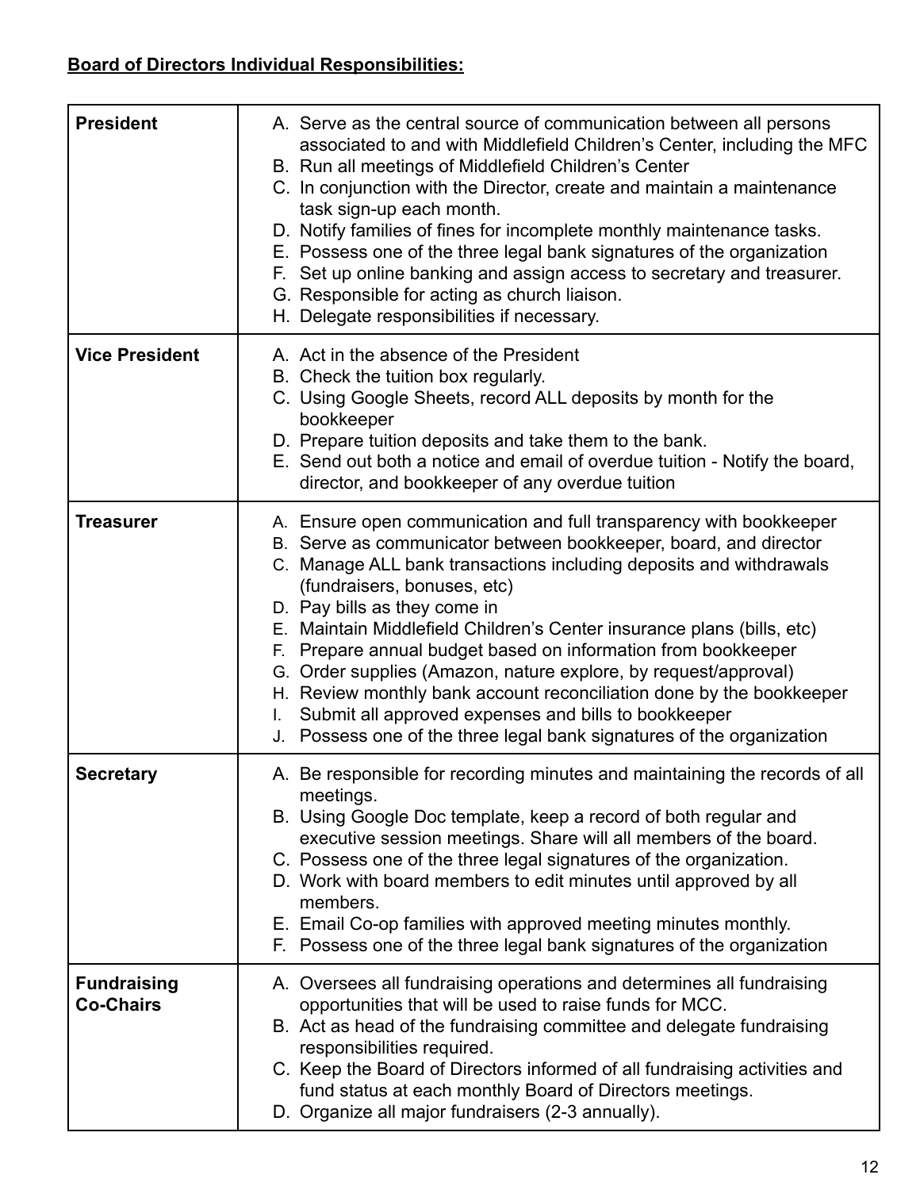**<u>Board of Directors Individual Responsibilities:</u>**

| | |
|---|---|
| **President** | A. Serve as the central source of communication between all persons associated to and with Middlefield Children's Center, including the MFC<br>B. Run all meetings of Middlefield Children's Center<br>C. In conjunction with the Director, create and maintain a maintenance task sign-up each month.<br>D. Notify families of fines for incomplete monthly maintenance tasks.<br>E. Possess one of the three legal bank signatures of the organization<br>F. Set up online banking and assign access to secretary and treasurer.<br>G. Responsible for acting as church liaison.<br>H. Delegate responsibilities if necessary. |
| **Vice President** | A. Act in the absence of the President<br>B. Check the tuition box regularly.<br>C. Using Google Sheets, record ALL deposits by month for the bookkeeper<br>D. Prepare tuition deposits and take them to the bank.<br>E. Send out both a notice and email of overdue tuition - Notify the board, director, and bookkeeper of any overdue tuition |
| **Treasurer** | A. Ensure open communication and full transparency with bookkeeper<br>B. Serve as communicator between bookkeeper, board, and director<br>C. Manage ALL bank transactions including deposits and withdrawals (fundraisers, bonuses, etc)<br>D. Pay bills as they come in<br>E. Maintain Middlefield Children's Center insurance plans (bills, etc)<br>F. Prepare annual budget based on information from bookkeeper<br>G. Order supplies (Amazon, nature explore, by request/approval)<br>H. Review monthly bank account reconciliation done by the bookkeeper<br>I. Submit all approved expenses and bills to bookkeeper<br>J. Possess one of the three legal bank signatures of the organization |
| **Secretary** | A. Be responsible for recording minutes and maintaining the records of all meetings.<br>B. Using Google Doc template, keep a record of both regular and executive session meetings. Share will all members of the board.<br>C. Possess one of the three legal signatures of the organization.<br>D. Work with board members to edit minutes until approved by all members.<br>E. Email Co-op families with approved meeting minutes monthly.<br>F. Possess one of the three legal bank signatures of the organization |
| **Fundraising Co-Chairs** | A. Oversees all fundraising operations and determines all fundraising opportunities that will be used to raise funds for MCC.<br>B. Act as head of the fundraising committee and delegate fundraising responsibilities required.<br>C. Keep the Board of Directors informed of all fundraising activities and fund status at each monthly Board of Directors meetings.<br>D. Organize all major fundraisers (2-3 annually). |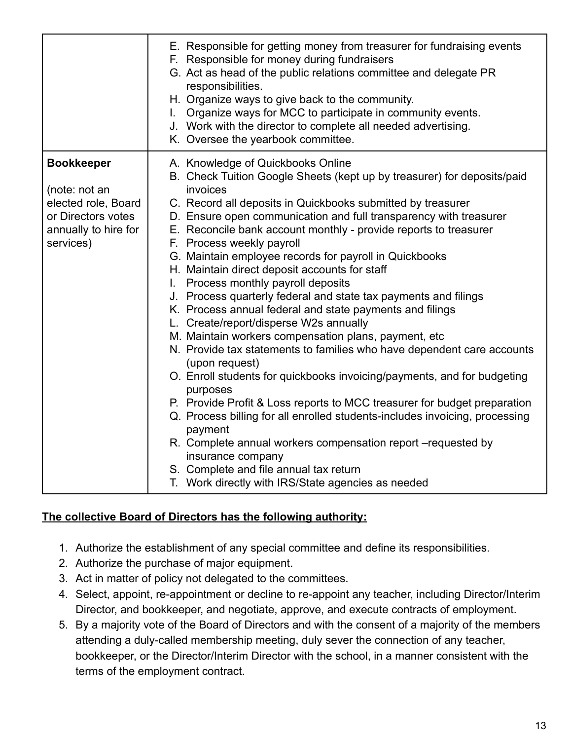| | |
|---|---|
| | E. Responsible for getting money from treasurer for fundraising events<br>F. Responsible for money during fundraisers<br>G. Act as head of the public relations committee and delegate PR responsibilities.<br>H. Organize ways to give back to the community.<br>I. Organize ways for MCC to participate in community events.<br>J. Work with the director to complete all needed advertising.<br>K. Oversee the yearbook committee. |
| **Bookkeeper**<br><br>(note: not an elected role, Board or Directors votes annually to hire for services) | A. Knowledge of Quickbooks Online<br>B. Check Tuition Google Sheets (kept up by treasurer) for deposits/paid invoices<br>C. Record all deposits in Quickbooks submitted by treasurer<br>D. Ensure open communication and full transparency with treasurer<br>E. Reconcile bank account monthly - provide reports to treasurer<br>F. Process weekly payroll<br>G. Maintain employee records for payroll in Quickbooks<br>H. Maintain direct deposit accounts for staff<br>I. Process monthly payroll deposits<br>J. Process quarterly federal and state tax payments and filings<br>K. Process annual federal and state payments and filings<br>L. Create/report/disperse W2s annually<br>M. Maintain workers compensation plans, payment, etc<br>N. Provide tax statements to families who have dependent care accounts (upon request)<br>O. Enroll students for quickbooks invoicing/payments, and for budgeting purposes<br>P. Provide Profit & Loss reports to MCC treasurer for budget preparation<br>Q. Process billing for all enrolled students-includes invoicing, processing payment<br>R. Complete annual workers compensation report –requested by insurance company<br>S. Complete and file annual tax return<br>T. Work directly with IRS/State agencies as needed |

**The collective Board of Directors has the following authority:**

1. Authorize the establishment of any special committee and define its responsibilities.
2. Authorize the purchase of major equipment.
3. Act in matter of policy not delegated to the committees.
4. Select, appoint, re-appointment or decline to re-appoint any teacher, including Director/Interim Director, and bookkeeper, and negotiate, approve, and execute contracts of employment.
5. By a majority vote of the Board of Directors and with the consent of a majority of the members attending a duly-called membership meeting, duly sever the connection of any teacher, bookkeeper, or the Director/Interim Director with the school, in a manner consistent with the terms of the employment contract.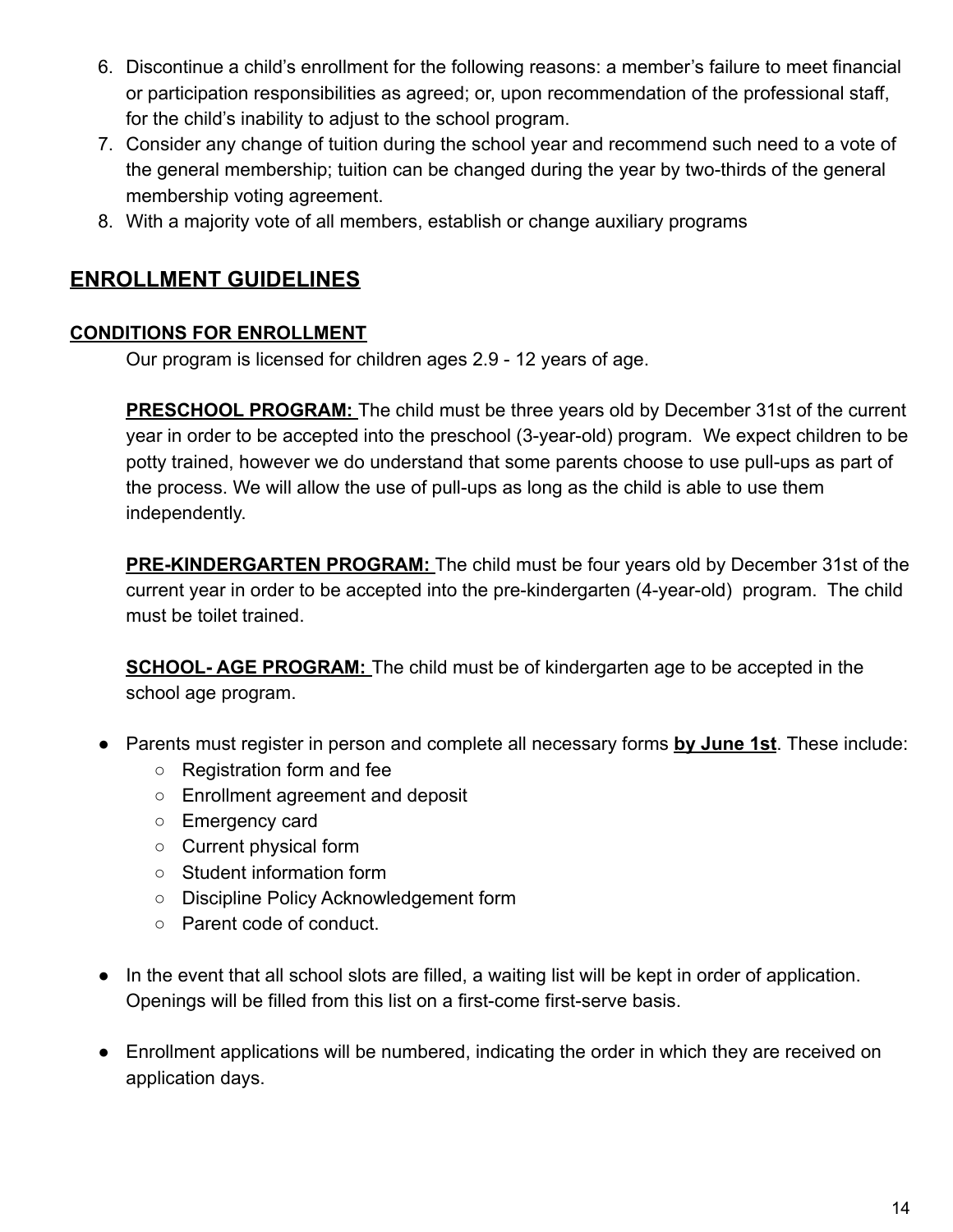6. Discontinue a child's enrollment for the following reasons: a member's failure to meet financial or participation responsibilities as agreed; or, upon recommendation of the professional staff, for the child's inability to adjust to the school program.
7. Consider any change of tuition during the school year and recommend such need to a vote of the general membership; tuition can be changed during the year by two-thirds of the general membership voting agreement.
8. With a majority vote of all members, establish or change auxiliary programs

## ENROLLMENT GUIDELINES

### CONDITIONS FOR ENROLLMENT

Our program is licensed for children ages 2.9 - 12 years of age.

**PRESCHOOL PROGRAM:** The child must be three years old by December 31st of the current year in order to be accepted into the preschool (3-year-old) program. We expect children to be potty trained, however we do understand that some parents choose to use pull-ups as part of the process. We will allow the use of pull-ups as long as the child is able to use them independently.

**PRE-KINDERGARTEN PROGRAM:** The child must be four years old by December 31st of the current year in order to be accepted into the pre-kindergarten (4-year-old) program. The child must be toilet trained.

**SCHOOL- AGE PROGRAM:** The child must be of kindergarten age to be accepted in the school age program.

- Parents must register in person and complete all necessary forms **by June 1st**. These include:
  - Registration form and fee
  - Enrollment agreement and deposit
  - Emergency card
  - Current physical form
  - Student information form
  - Discipline Policy Acknowledgement form
  - Parent code of conduct.
- In the event that all school slots are filled, a waiting list will be kept in order of application. Openings will be filled from this list on a first-come first-serve basis.
- Enrollment applications will be numbered, indicating the order in which they are received on application days.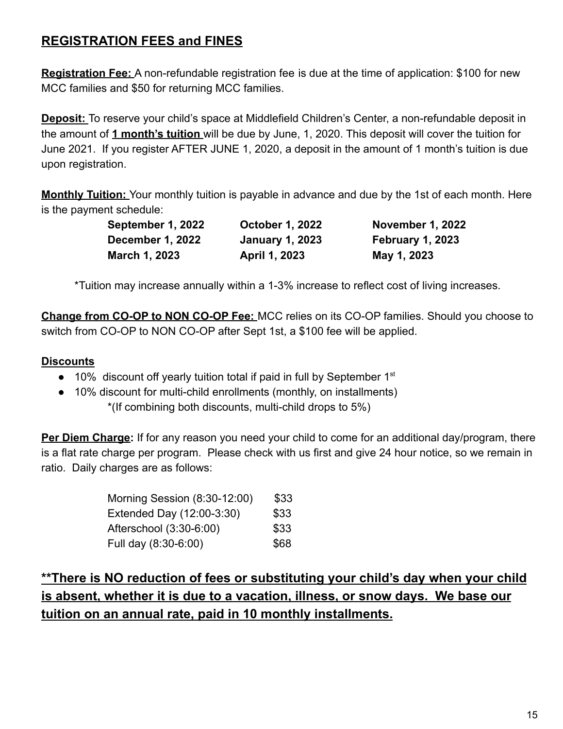## REGISTRATION FEES and FINES

**Registration Fee:** A non-refundable registration fee is due at the time of application: $100 for new MCC families and $50 for returning MCC families.

**Deposit:** To reserve your child's space at Middlefield Children's Center, a non-refundable deposit in the amount of **1 month's tuition** will be due by June, 1, 2020. This deposit will cover the tuition for June 2021. If you register AFTER JUNE 1, 2020, a deposit in the amount of 1 month's tuition is due upon registration.

**Monthly Tuition:** Your monthly tuition is payable in advance and due by the 1st of each month. Here is the payment schedule:

| | | |
|---|---|---|
| **September 1, 2022** | **October 1, 2022** | **November 1, 2022** |
| **December 1, 2022** | **January 1, 2023** | **February 1, 2023** |
| **March 1, 2023** | **April 1, 2023** | **May 1, 2023** |

*Tuition may increase annually within a 1-3% increase to reflect cost of living increases.

**Change from CO-OP to NON CO-OP Fee:** MCC relies on its CO-OP families. Should you choose to switch from CO-OP to NON CO-OP after Sept 1st, a $100 fee will be applied.

**Discounts**

- 10% discount off yearly tuition total if paid in full by September 1st
- 10% discount for multi-child enrollments (monthly, on installments)
  *(If combining both discounts, multi-child drops to 5%)

**Per Diem Charge:** If for any reason you need your child to come for an additional day/program, there is a flat rate charge per program. Please check with us first and give 24 hour notice, so we remain in ratio. Daily charges are as follows:

| | |
|---|---|
| Morning Session (8:30-12:00) | $33 |
| Extended Day (12:00-3:30) | $33 |
| Afterschool (3:30-6:00) | $33 |
| Full day (8:30-6:00) | $68 |

### **There is NO reduction of fees or substituting your child's day when your child is absent, whether it is due to a vacation, illness, or snow days. We base our tuition on an annual rate, paid in 10 monthly installments.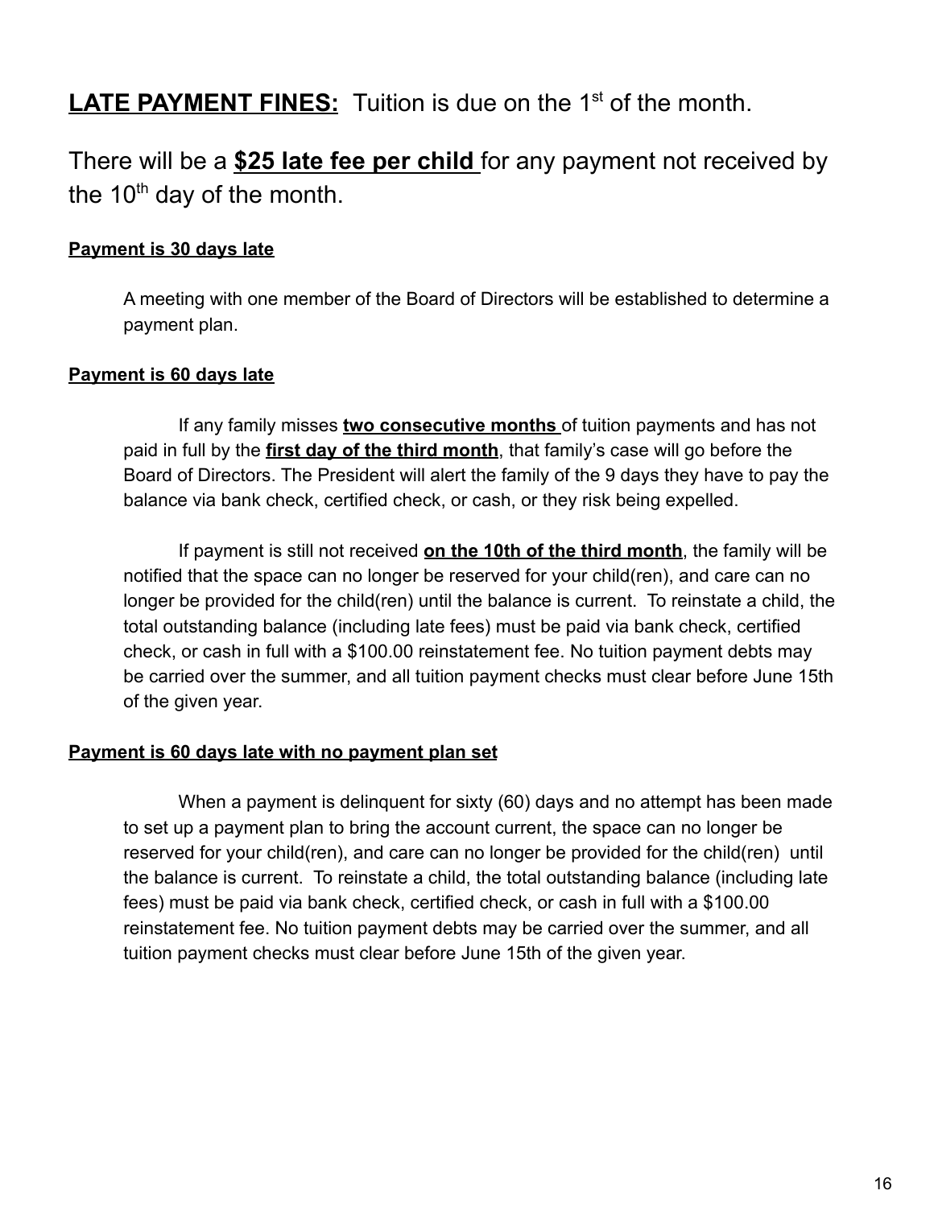**<u>LATE PAYMENT FINES:</u>** Tuition is due on the 1st of the month.

There will be a **<u>$25 late fee per child</u>** for any payment not received by the 10th day of the month.

**<u>Payment is 30 days late</u>**

A meeting with one member of the Board of Directors will be established to determine a payment plan.

**<u>Payment is 60 days late</u>**

If any family misses **<u>two consecutive months</u>** of tuition payments and has not paid in full by the **<u>first day of the third month</u>**, that family's case will go before the Board of Directors. The President will alert the family of the 9 days they have to pay the balance via bank check, certified check, or cash, or they risk being expelled.

If payment is still not received **<u>on the 10th of the third month</u>**, the family will be notified that the space can no longer be reserved for your child(ren), and care can no longer be provided for the child(ren) until the balance is current. To reinstate a child, the total outstanding balance (including late fees) must be paid via bank check, certified check, or cash in full with a $100.00 reinstatement fee. No tuition payment debts may be carried over the summer, and all tuition payment checks must clear before June 15th of the given year.

**<u>Payment is 60 days late with no payment plan set</u>**

When a payment is delinquent for sixty (60) days and no attempt has been made to set up a payment plan to bring the account current, the space can no longer be reserved for your child(ren), and care can no longer be provided for the child(ren) until the balance is current. To reinstate a child, the total outstanding balance (including late fees) must be paid via bank check, certified check, or cash in full with a $100.00 reinstatement fee. No tuition payment debts may be carried over the summer, and all tuition payment checks must clear before June 15th of the given year.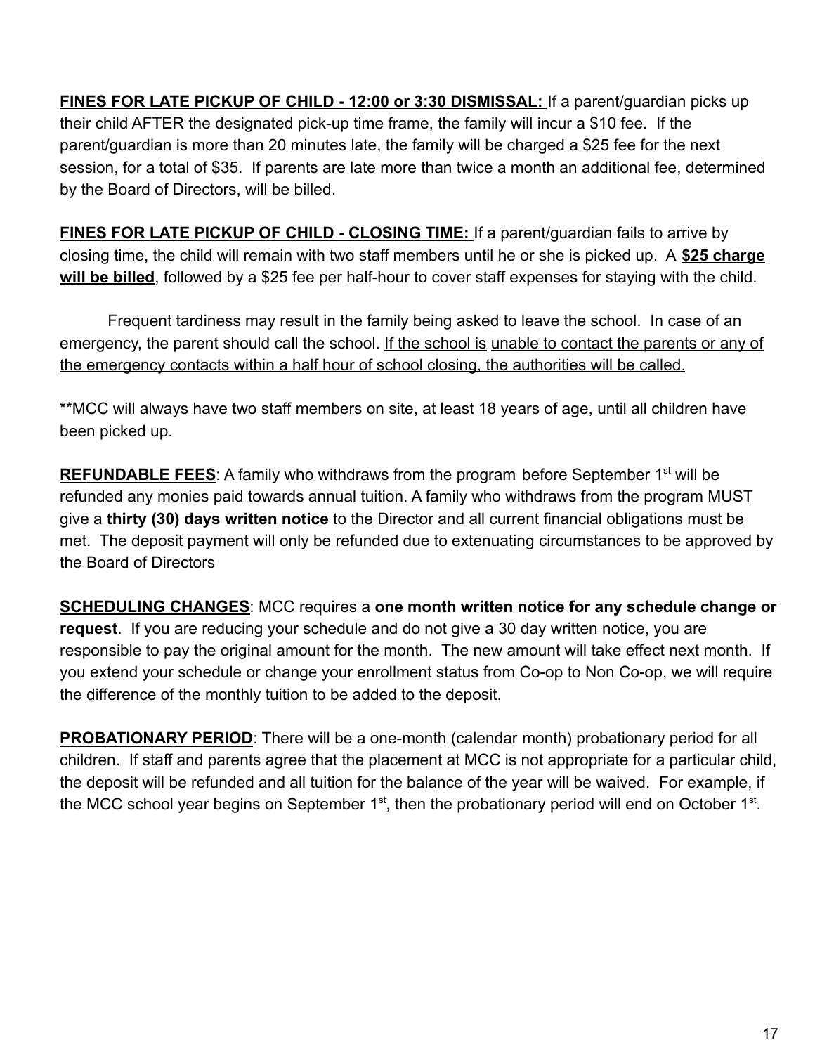**<u>FINES FOR LATE PICKUP OF CHILD - 12:00 or 3:30 DISMISSAL:</u>** If a parent/guardian picks up their child AFTER the designated pick-up time frame, the family will incur a $10 fee. If the parent/guardian is more than 20 minutes late, the family will be charged a $25 fee for the next session, for a total of $35. If parents are late more than twice a month an additional fee, determined by the Board of Directors, will be billed.

**<u>FINES FOR LATE PICKUP OF CHILD - CLOSING TIME:</u>** If a parent/guardian fails to arrive by closing time, the child will remain with two staff members until he or she is picked up. A **<u>$25 charge will be billed</u>**, followed by a $25 fee per half-hour to cover staff expenses for staying with the child.

Frequent tardiness may result in the family being asked to leave the school. In case of an emergency, the parent should call the school. <u>If the school is unable to contact the parents or any of the emergency contacts within a half hour of school closing, the authorities will be called.</u>

**MCC will always have two staff members on site, at least 18 years of age, until all children have been picked up.

**<u>REFUNDABLE FEES</u>**: A family who withdraws from the program before September 1st will be refunded any monies paid towards annual tuition. A family who withdraws from the program MUST give a **thirty (30) days written notice** to the Director and all current financial obligations must be met. The deposit payment will only be refunded due to extenuating circumstances to be approved by the Board of Directors

**<u>SCHEDULING CHANGES</u>**: MCC requires a **one month written notice for any schedule change or request**. If you are reducing your schedule and do not give a 30 day written notice, you are responsible to pay the original amount for the month. The new amount will take effect next month. If you extend your schedule or change your enrollment status from Co-op to Non Co-op, we will require the difference of the monthly tuition to be added to the deposit.

**<u>PROBATIONARY PERIOD</u>**: There will be a one-month (calendar month) probationary period for all children. If staff and parents agree that the placement at MCC is not appropriate for a particular child, the deposit will be refunded and all tuition for the balance of the year will be waived. For example, if the MCC school year begins on September 1st, then the probationary period will end on October 1st.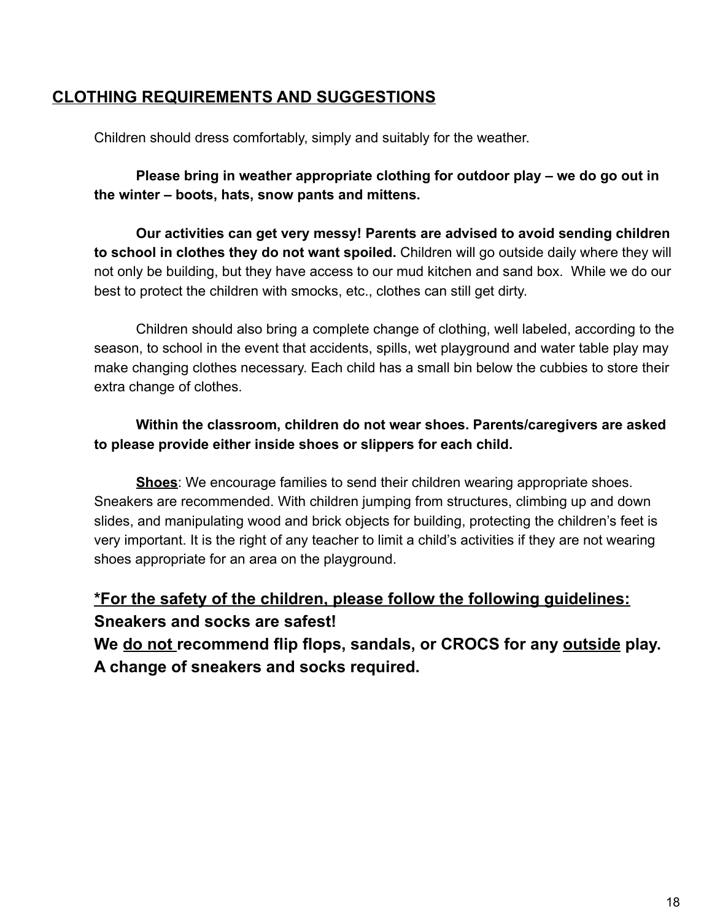## CLOTHING REQUIREMENTS AND SUGGESTIONS

Children should dress comfortably, simply and suitably for the weather.

**Please bring in weather appropriate clothing for outdoor play – we do go out in the winter – boots, hats, snow pants and mittens.**

**Our activities can get very messy! Parents are advised to avoid sending children to school in clothes they do not want spoiled.** Children will go outside daily where they will not only be building, but they have access to our mud kitchen and sand box. While we do our best to protect the children with smocks, etc., clothes can still get dirty.

Children should also bring a complete change of clothing, well labeled, according to the season, to school in the event that accidents, spills, wet playground and water table play may make changing clothes necessary. Each child has a small bin below the cubbies to store their extra change of clothes.

**Within the classroom, children do not wear shoes. Parents/caregivers are asked to please provide either inside shoes or slippers for each child.**

<u>**Shoes**</u>: We encourage families to send their children wearing appropriate shoes. Sneakers are recommended. With children jumping from structures, climbing up and down slides, and manipulating wood and brick objects for building, protecting the children's feet is very important. It is the right of any teacher to limit a child's activities if they are not wearing shoes appropriate for an area on the playground.

**<u>*For the safety of the children, please follow the following guidelines:</u>**
**Sneakers and socks are safest!**
**We <u>do not</u> recommend flip flops, sandals, or CROCS for any <u>outside</u> play.**
**A change of sneakers and socks required.**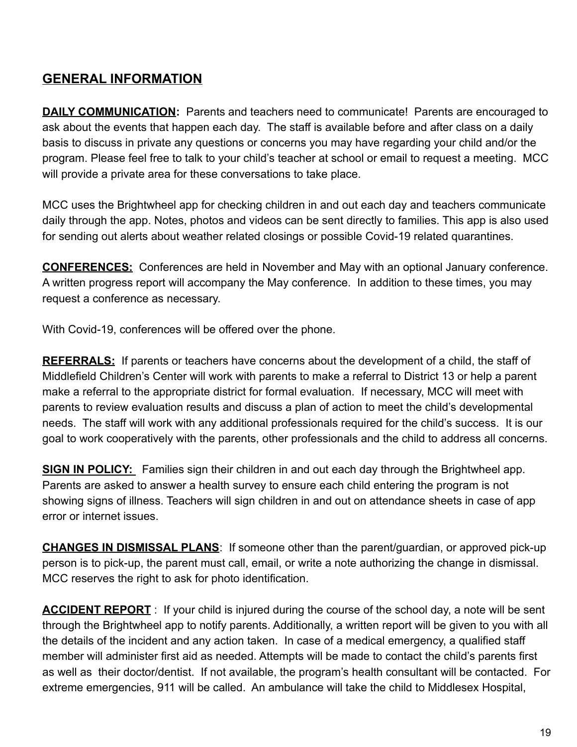## GENERAL INFORMATION

**DAILY COMMUNICATION:** Parents and teachers need to communicate! Parents are encouraged to ask about the events that happen each day. The staff is available before and after class on a daily basis to discuss in private any questions or concerns you may have regarding your child and/or the program. Please feel free to talk to your child's teacher at school or email to request a meeting. MCC will provide a private area for these conversations to take place.

MCC uses the Brightwheel app for checking children in and out each day and teachers communicate daily through the app. Notes, photos and videos can be sent directly to families. This app is also used for sending out alerts about weather related closings or possible Covid-19 related quarantines.

**CONFERENCES:** Conferences are held in November and May with an optional January conference. A written progress report will accompany the May conference. In addition to these times, you may request a conference as necessary.

With Covid-19, conferences will be offered over the phone.

**REFERRALS:** If parents or teachers have concerns about the development of a child, the staff of Middlefield Children's Center will work with parents to make a referral to District 13 or help a parent make a referral to the appropriate district for formal evaluation. If necessary, MCC will meet with parents to review evaluation results and discuss a plan of action to meet the child's developmental needs. The staff will work with any additional professionals required for the child's success. It is our goal to work cooperatively with the parents, other professionals and the child to address all concerns.

**SIGN IN POLICY:** Families sign their children in and out each day through the Brightwheel app. Parents are asked to answer a health survey to ensure each child entering the program is not showing signs of illness. Teachers will sign children in and out on attendance sheets in case of app error or internet issues.

**CHANGES IN DISMISSAL PLANS**: If someone other than the parent/guardian, or approved pick-up person is to pick-up, the parent must call, email, or write a note authorizing the change in dismissal. MCC reserves the right to ask for photo identification.

**ACCIDENT REPORT** : If your child is injured during the course of the school day, a note will be sent through the Brightwheel app to notify parents. Additionally, a written report will be given to you with all the details of the incident and any action taken. In case of a medical emergency, a qualified staff member will administer first aid as needed. Attempts will be made to contact the child's parents first as well as their doctor/dentist. If not available, the program's health consultant will be contacted. For extreme emergencies, 911 will be called. An ambulance will take the child to Middlesex Hospital,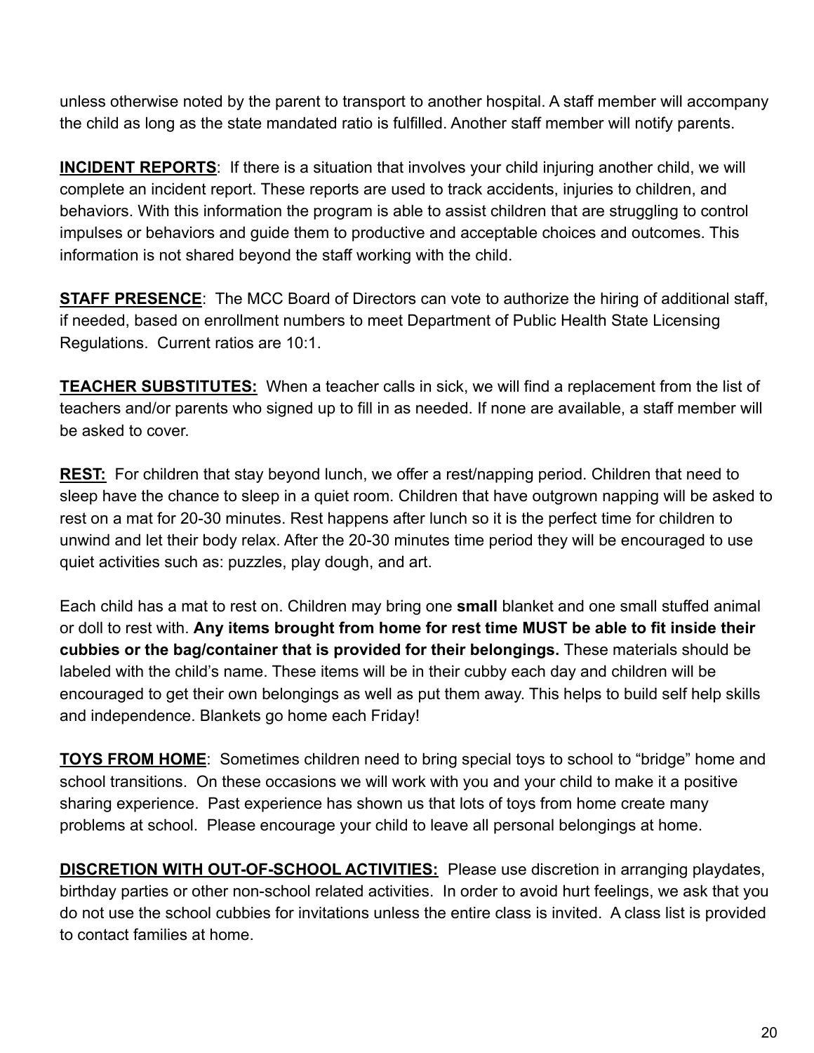unless otherwise noted by the parent to transport to another hospital. A staff member will accompany the child as long as the state mandated ratio is fulfilled. Another staff member will notify parents.

**INCIDENT REPORTS**: If there is a situation that involves your child injuring another child, we will complete an incident report. These reports are used to track accidents, injuries to children, and behaviors. With this information the program is able to assist children that are struggling to control impulses or behaviors and guide them to productive and acceptable choices and outcomes. This information is not shared beyond the staff working with the child.

**STAFF PRESENCE**: The MCC Board of Directors can vote to authorize the hiring of additional staff, if needed, based on enrollment numbers to meet Department of Public Health State Licensing Regulations. Current ratios are 10:1.

**TEACHER SUBSTITUTES:** When a teacher calls in sick, we will find a replacement from the list of teachers and/or parents who signed up to fill in as needed. If none are available, a staff member will be asked to cover.

**REST:** For children that stay beyond lunch, we offer a rest/napping period. Children that need to sleep have the chance to sleep in a quiet room. Children that have outgrown napping will be asked to rest on a mat for 20-30 minutes. Rest happens after lunch so it is the perfect time for children to unwind and let their body relax. After the 20-30 minutes time period they will be encouraged to use quiet activities such as: puzzles, play dough, and art.

Each child has a mat to rest on. Children may bring one **small** blanket and one small stuffed animal or doll to rest with. **Any items brought from home for rest time MUST be able to fit inside their cubbies or the bag/container that is provided for their belongings.** These materials should be labeled with the child's name. These items will be in their cubby each day and children will be encouraged to get their own belongings as well as put them away. This helps to build self help skills and independence. Blankets go home each Friday!

**TOYS FROM HOME**: Sometimes children need to bring special toys to school to "bridge" home and school transitions. On these occasions we will work with you and your child to make it a positive sharing experience. Past experience has shown us that lots of toys from home create many problems at school. Please encourage your child to leave all personal belongings at home.

**DISCRETION WITH OUT-OF-SCHOOL ACTIVITIES:** Please use discretion in arranging playdates, birthday parties or other non-school related activities. In order to avoid hurt feelings, we ask that you do not use the school cubbies for invitations unless the entire class is invited. A class list is provided to contact families at home.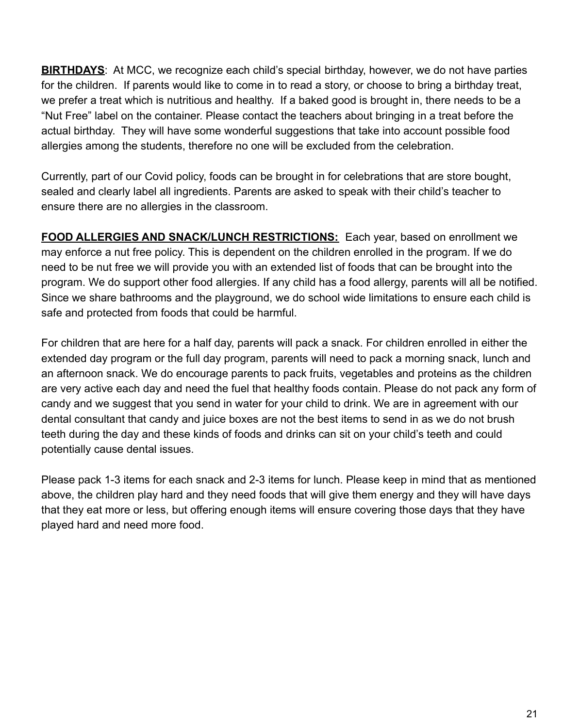**BIRTHDAYS**: At MCC, we recognize each child's special birthday, however, we do not have parties for the children. If parents would like to come in to read a story, or choose to bring a birthday treat, we prefer a treat which is nutritious and healthy. If a baked good is brought in, there needs to be a "Nut Free" label on the container. Please contact the teachers about bringing in a treat before the actual birthday. They will have some wonderful suggestions that take into account possible food allergies among the students, therefore no one will be excluded from the celebration.

Currently, part of our Covid policy, foods can be brought in for celebrations that are store bought, sealed and clearly label all ingredients. Parents are asked to speak with their child's teacher to ensure there are no allergies in the classroom.

**FOOD ALLERGIES AND SNACK/LUNCH RESTRICTIONS:** Each year, based on enrollment we may enforce a nut free policy. This is dependent on the children enrolled in the program. If we do need to be nut free we will provide you with an extended list of foods that can be brought into the program. We do support other food allergies. If any child has a food allergy, parents will all be notified. Since we share bathrooms and the playground, we do school wide limitations to ensure each child is safe and protected from foods that could be harmful.

For children that are here for a half day, parents will pack a snack. For children enrolled in either the extended day program or the full day program, parents will need to pack a morning snack, lunch and an afternoon snack. We do encourage parents to pack fruits, vegetables and proteins as the children are very active each day and need the fuel that healthy foods contain. Please do not pack any form of candy and we suggest that you send in water for your child to drink. We are in agreement with our dental consultant that candy and juice boxes are not the best items to send in as we do not brush teeth during the day and these kinds of foods and drinks can sit on your child's teeth and could potentially cause dental issues.

Please pack 1-3 items for each snack and 2-3 items for lunch. Please keep in mind that as mentioned above, the children play hard and they need foods that will give them energy and they will have days that they eat more or less, but offering enough items will ensure covering those days that they have played hard and need more food.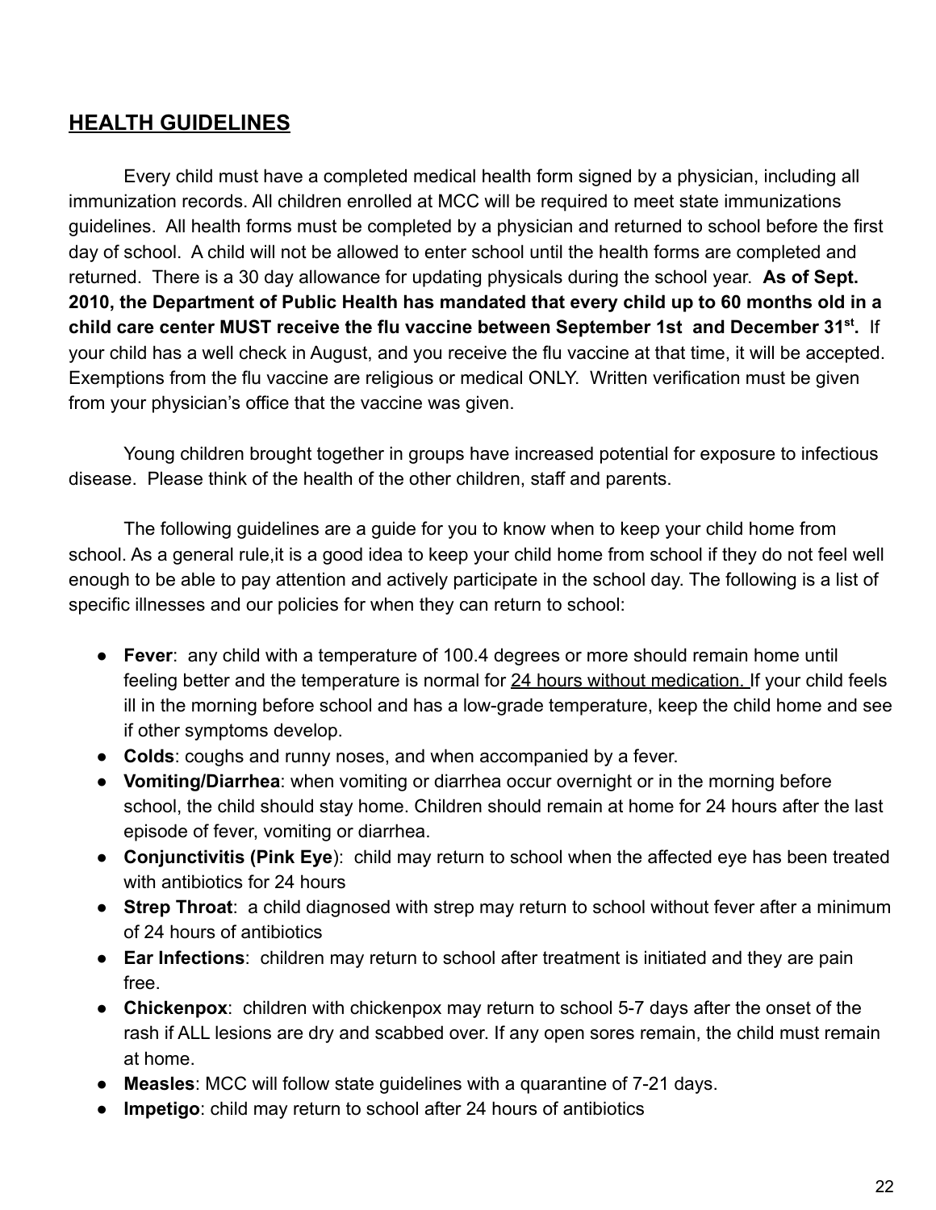## HEALTH GUIDELINES

Every child must have a completed medical health form signed by a physician, including all immunization records. All children enrolled at MCC will be required to meet state immunizations guidelines. All health forms must be completed by a physician and returned to school before the first day of school. A child will not be allowed to enter school until the health forms are completed and returned. There is a 30 day allowance for updating physicals during the school year. **As of Sept. 2010, the Department of Public Health has mandated that every child up to 60 months old in a child care center MUST receive the flu vaccine between September 1st and December 31st.** If your child has a well check in August, and you receive the flu vaccine at that time, it will be accepted. Exemptions from the flu vaccine are religious or medical ONLY. Written verification must be given from your physician's office that the vaccine was given.

Young children brought together in groups have increased potential for exposure to infectious disease. Please think of the health of the other children, staff and parents.

The following guidelines are a guide for you to know when to keep your child home from school. As a general rule,it is a good idea to keep your child home from school if they do not feel well enough to be able to pay attention and actively participate in the school day. The following is a list of specific illnesses and our policies for when they can return to school:

- **Fever**: any child with a temperature of 100.4 degrees or more should remain home until feeling better and the temperature is normal for 24 hours without medication. If your child feels ill in the morning before school and has a low-grade temperature, keep the child home and see if other symptoms develop.
- **Colds**: coughs and runny noses, and when accompanied by a fever.
- **Vomiting/Diarrhea**: when vomiting or diarrhea occur overnight or in the morning before school, the child should stay home. Children should remain at home for 24 hours after the last episode of fever, vomiting or diarrhea.
- **Conjunctivitis (Pink Eye**): child may return to school when the affected eye has been treated with antibiotics for 24 hours
- **Strep Throat**: a child diagnosed with strep may return to school without fever after a minimum of 24 hours of antibiotics
- **Ear Infections**: children may return to school after treatment is initiated and they are pain free.
- **Chickenpox**: children with chickenpox may return to school 5-7 days after the onset of the rash if ALL lesions are dry and scabbed over. If any open sores remain, the child must remain at home.
- **Measles**: MCC will follow state guidelines with a quarantine of 7-21 days.
- **Impetigo**: child may return to school after 24 hours of antibiotics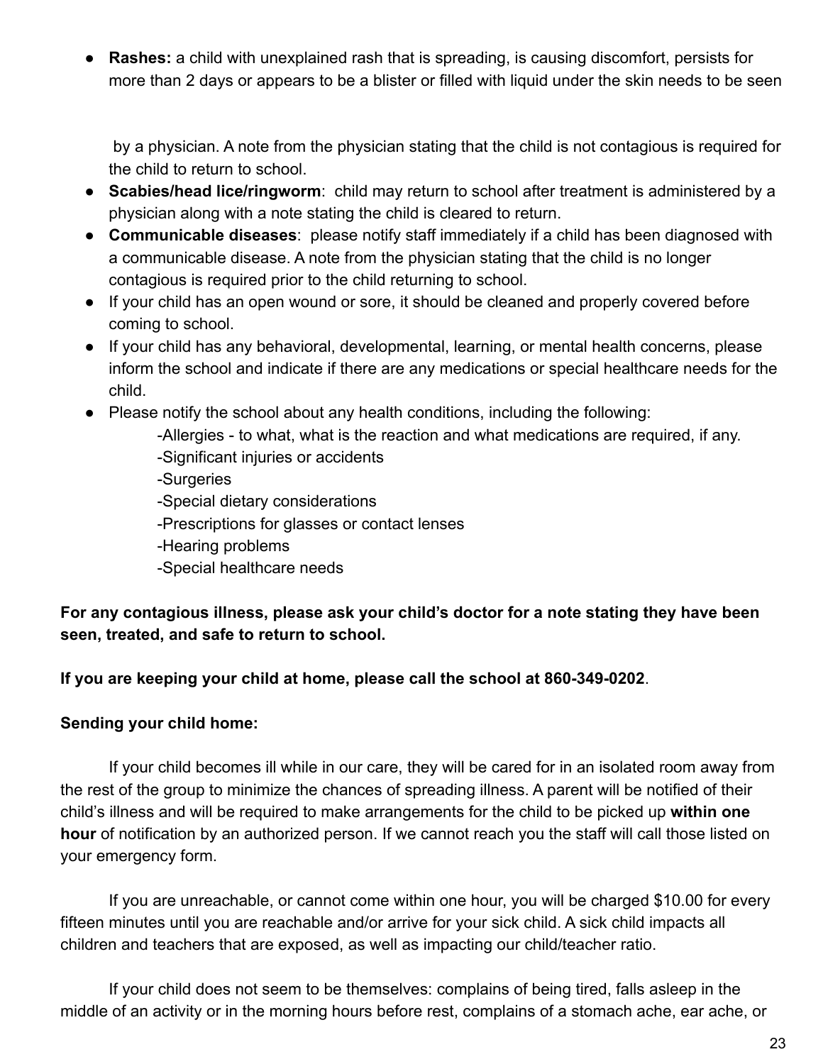- **Rashes:** a child with unexplained rash that is spreading, is causing discomfort, persists for more than 2 days or appears to be a blister or filled with liquid under the skin needs to be seen by a physician. A note from the physician stating that the child is not contagious is required for the child to return to school.
- **Scabies/head lice/ringworm**: child may return to school after treatment is administered by a physician along with a note stating the child is cleared to return.
- **Communicable diseases**: please notify staff immediately if a child has been diagnosed with a communicable disease. A note from the physician stating that the child is no longer contagious is required prior to the child returning to school.
- If your child has an open wound or sore, it should be cleaned and properly covered before coming to school.
- If your child has any behavioral, developmental, learning, or mental health concerns, please inform the school and indicate if there are any medications or special healthcare needs for the child.
- Please notify the school about any health conditions, including the following:
  - -Allergies - to what, what is the reaction and what medications are required, if any.
  - -Significant injuries or accidents
  - -Surgeries
  - -Special dietary considerations
  - -Prescriptions for glasses or contact lenses
  - -Hearing problems
  - -Special healthcare needs

**For any contagious illness, please ask your child's doctor for a note stating they have been seen, treated, and safe to return to school.**

**If you are keeping your child at home, please call the school at 860-349-0202**.

**Sending your child home:**

If your child becomes ill while in our care, they will be cared for in an isolated room away from the rest of the group to minimize the chances of spreading illness. A parent will be notified of their child's illness and will be required to make arrangements for the child to be picked up **within one hour** of notification by an authorized person. If we cannot reach you the staff will call those listed on your emergency form.

If you are unreachable, or cannot come within one hour, you will be charged $10.00 for every fifteen minutes until you are reachable and/or arrive for your sick child. A sick child impacts all children and teachers that are exposed, as well as impacting our child/teacher ratio.

If your child does not seem to be themselves: complains of being tired, falls asleep in the middle of an activity or in the morning hours before rest, complains of a stomach ache, ear ache, or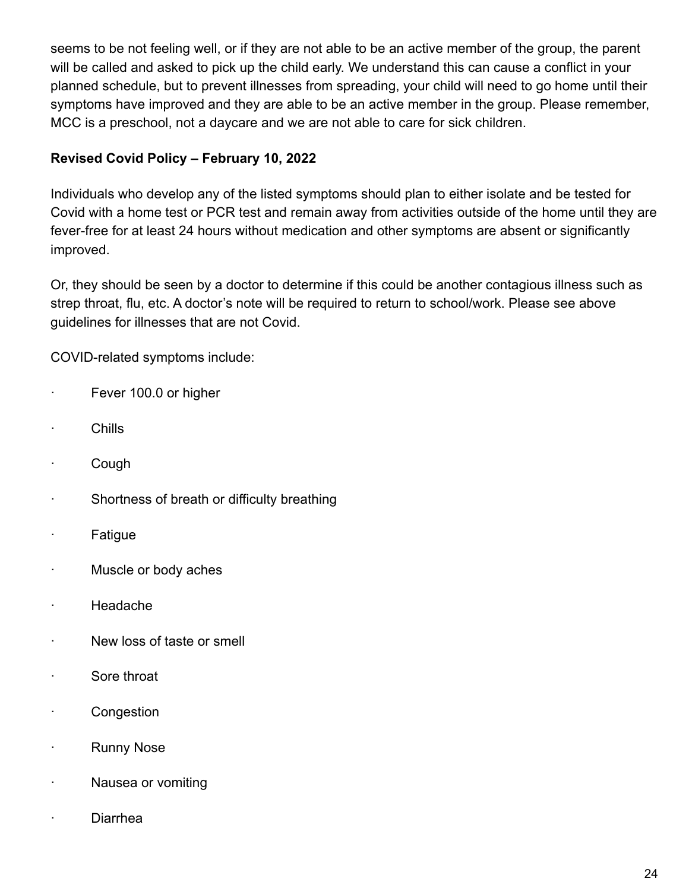seems to be not feeling well, or if they are not able to be an active member of the group, the parent will be called and asked to pick up the child early. We understand this can cause a conflict in your planned schedule, but to prevent illnesses from spreading, your child will need to go home until their symptoms have improved and they are able to be an active member in the group. Please remember, MCC is a preschool, not a daycare and we are not able to care for sick children.

**Revised Covid Policy – February 10, 2022**

Individuals who develop any of the listed symptoms should plan to either isolate and be tested for Covid with a home test or PCR test and remain away from activities outside of the home until they are fever-free for at least 24 hours without medication and other symptoms are absent or significantly improved.

Or, they should be seen by a doctor to determine if this could be another contagious illness such as strep throat, flu, etc. A doctor's note will be required to return to school/work. Please see above guidelines for illnesses that are not Covid.

COVID-related symptoms include:

- Fever 100.0 or higher
- Chills
- Cough
- Shortness of breath or difficulty breathing
- Fatigue
- Muscle or body aches
- Headache
- New loss of taste or smell
- Sore throat
- Congestion
- Runny Nose
- Nausea or vomiting
- Diarrhea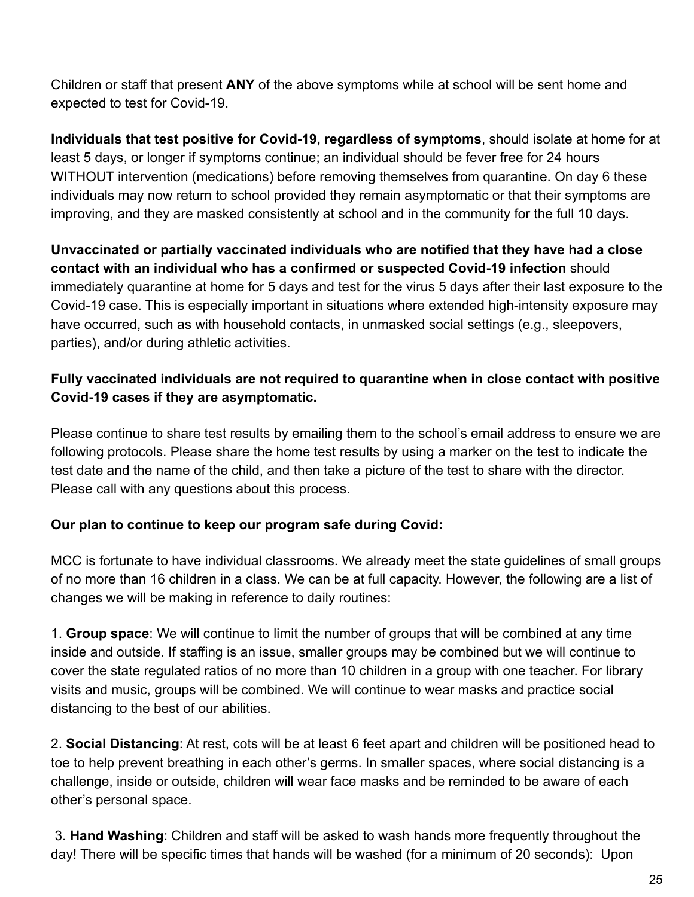Children or staff that present **ANY** of the above symptoms while at school will be sent home and expected to test for Covid-19.

**Individuals that test positive for Covid-19, regardless of symptoms**, should isolate at home for at least 5 days, or longer if symptoms continue; an individual should be fever free for 24 hours WITHOUT intervention (medications) before removing themselves from quarantine. On day 6 these individuals may now return to school provided they remain asymptomatic or that their symptoms are improving, and they are masked consistently at school and in the community for the full 10 days.

**Unvaccinated or partially vaccinated individuals who are notified that they have had a close contact with an individual who has a confirmed or suspected Covid-19 infection** should immediately quarantine at home for 5 days and test for the virus 5 days after their last exposure to the Covid-19 case. This is especially important in situations where extended high-intensity exposure may have occurred, such as with household contacts, in unmasked social settings (e.g., sleepovers, parties), and/or during athletic activities.

**Fully vaccinated individuals are not required to quarantine when in close contact with positive Covid-19 cases if they are asymptomatic.**

Please continue to share test results by emailing them to the school's email address to ensure we are following protocols. Please share the home test results by using a marker on the test to indicate the test date and the name of the child, and then take a picture of the test to share with the director. Please call with any questions about this process.

**Our plan to continue to keep our program safe during Covid:**

MCC is fortunate to have individual classrooms. We already meet the state guidelines of small groups of no more than 16 children in a class. We can be at full capacity. However, the following are a list of changes we will be making in reference to daily routines:

1. **Group space**: We will continue to limit the number of groups that will be combined at any time inside and outside. If staffing is an issue, smaller groups may be combined but we will continue to cover the state regulated ratios of no more than 10 children in a group with one teacher. For library visits and music, groups will be combined. We will continue to wear masks and practice social distancing to the best of our abilities.

2. **Social Distancing**: At rest, cots will be at least 6 feet apart and children will be positioned head to toe to help prevent breathing in each other's germs. In smaller spaces, where social distancing is a challenge, inside or outside, children will wear face masks and be reminded to be aware of each other's personal space.

3. **Hand Washing**: Children and staff will be asked to wash hands more frequently throughout the day! There will be specific times that hands will be washed (for a minimum of 20 seconds): Upon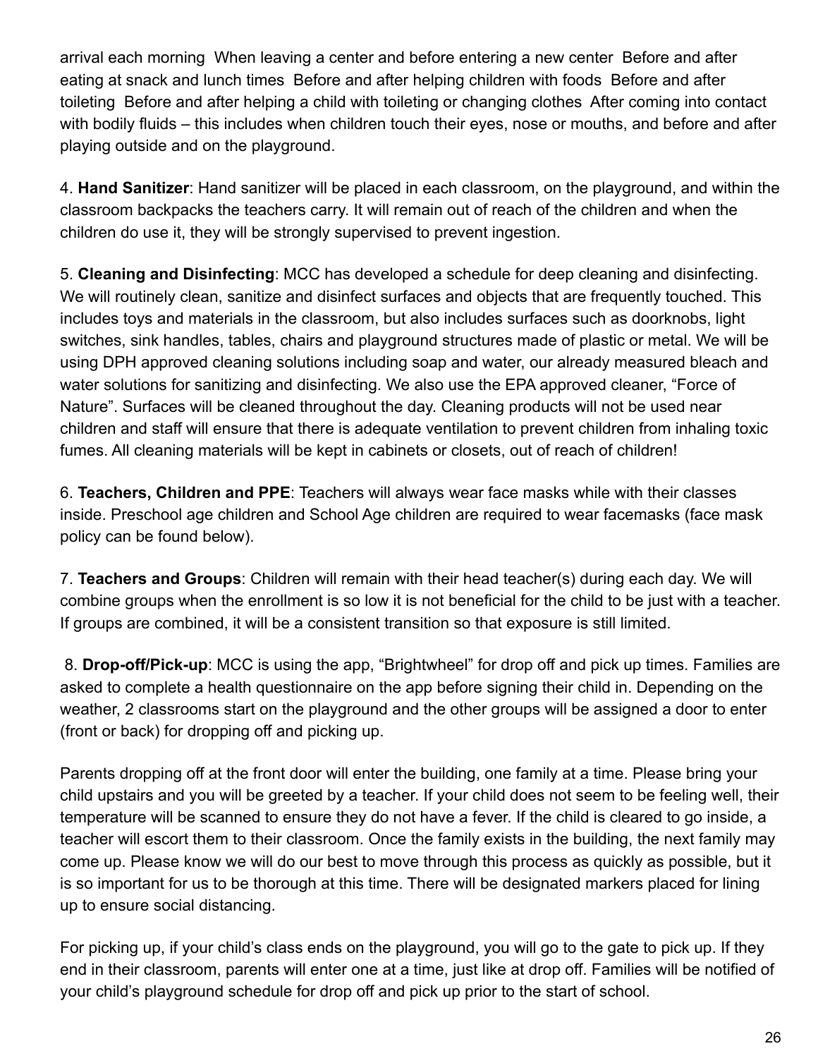arrival each morning  When leaving a center and before entering a new center  Before and after eating at snack and lunch times  Before and after helping children with foods  Before and after toileting  Before and after helping a child with toileting or changing clothes  After coming into contact with bodily fluids – this includes when children touch their eyes, nose or mouths, and before and after playing outside and on the playground.

4. **Hand Sanitizer**: Hand sanitizer will be placed in each classroom, on the playground, and within the classroom backpacks the teachers carry. It will remain out of reach of the children and when the children do use it, they will be strongly supervised to prevent ingestion.

5. **Cleaning and Disinfecting**: MCC has developed a schedule for deep cleaning and disinfecting. We will routinely clean, sanitize and disinfect surfaces and objects that are frequently touched. This includes toys and materials in the classroom, but also includes surfaces such as doorknobs, light switches, sink handles, tables, chairs and playground structures made of plastic or metal. We will be using DPH approved cleaning solutions including soap and water, our already measured bleach and water solutions for sanitizing and disinfecting. We also use the EPA approved cleaner, "Force of Nature". Surfaces will be cleaned throughout the day. Cleaning products will not be used near children and staff will ensure that there is adequate ventilation to prevent children from inhaling toxic fumes. All cleaning materials will be kept in cabinets or closets, out of reach of children!

6. **Teachers, Children and PPE**: Teachers will always wear face masks while with their classes inside. Preschool age children and School Age children are required to wear facemasks (face mask policy can be found below).

7. **Teachers and Groups**: Children will remain with their head teacher(s) during each day. We will combine groups when the enrollment is so low it is not beneficial for the child to be just with a teacher. If groups are combined, it will be a consistent transition so that exposure is still limited.

8. **Drop-off/Pick-up**: MCC is using the app, "Brightwheel" for drop off and pick up times. Families are asked to complete a health questionnaire on the app before signing their child in. Depending on the weather, 2 classrooms start on the playground and the other groups will be assigned a door to enter (front or back) for dropping off and picking up.

Parents dropping off at the front door will enter the building, one family at a time. Please bring your child upstairs and you will be greeted by a teacher. If your child does not seem to be feeling well, their temperature will be scanned to ensure they do not have a fever. If the child is cleared to go inside, a teacher will escort them to their classroom. Once the family exists in the building, the next family may come up. Please know we will do our best to move through this process as quickly as possible, but it is so important for us to be thorough at this time. There will be designated markers placed for lining up to ensure social distancing.

For picking up, if your child's class ends on the playground, you will go to the gate to pick up. If they end in their classroom, parents will enter one at a time, just like at drop off. Families will be notified of your child's playground schedule for drop off and pick up prior to the start of school.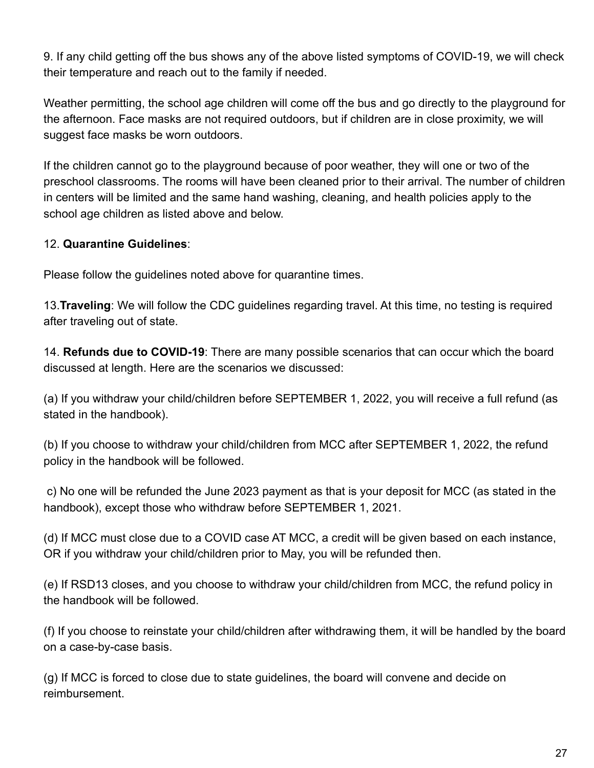9. If any child getting off the bus shows any of the above listed symptoms of COVID-19, we will check their temperature and reach out to the family if needed.

Weather permitting, the school age children will come off the bus and go directly to the playground for the afternoon. Face masks are not required outdoors, but if children are in close proximity, we will suggest face masks be worn outdoors.

If the children cannot go to the playground because of poor weather, they will one or two of the preschool classrooms. The rooms will have been cleaned prior to their arrival. The number of children in centers will be limited and the same hand washing, cleaning, and health policies apply to the school age children as listed above and below.

12. **Quarantine Guidelines**:

Please follow the guidelines noted above for quarantine times.

13.**Traveling**: We will follow the CDC guidelines regarding travel. At this time, no testing is required after traveling out of state.

14. **Refunds due to COVID-19**: There are many possible scenarios that can occur which the board discussed at length. Here are the scenarios we discussed:

(a) If you withdraw your child/children before SEPTEMBER 1, 2022, you will receive a full refund (as stated in the handbook).

(b) If you choose to withdraw your child/children from MCC after SEPTEMBER 1, 2022, the refund policy in the handbook will be followed.

c) No one will be refunded the June 2023 payment as that is your deposit for MCC (as stated in the handbook), except those who withdraw before SEPTEMBER 1, 2021.

(d) If MCC must close due to a COVID case AT MCC, a credit will be given based on each instance, OR if you withdraw your child/children prior to May, you will be refunded then.

(e) If RSD13 closes, and you choose to withdraw your child/children from MCC, the refund policy in the handbook will be followed.

(f) If you choose to reinstate your child/children after withdrawing them, it will be handled by the board on a case-by-case basis.

(g) If MCC is forced to close due to state guidelines, the board will convene and decide on reimbursement.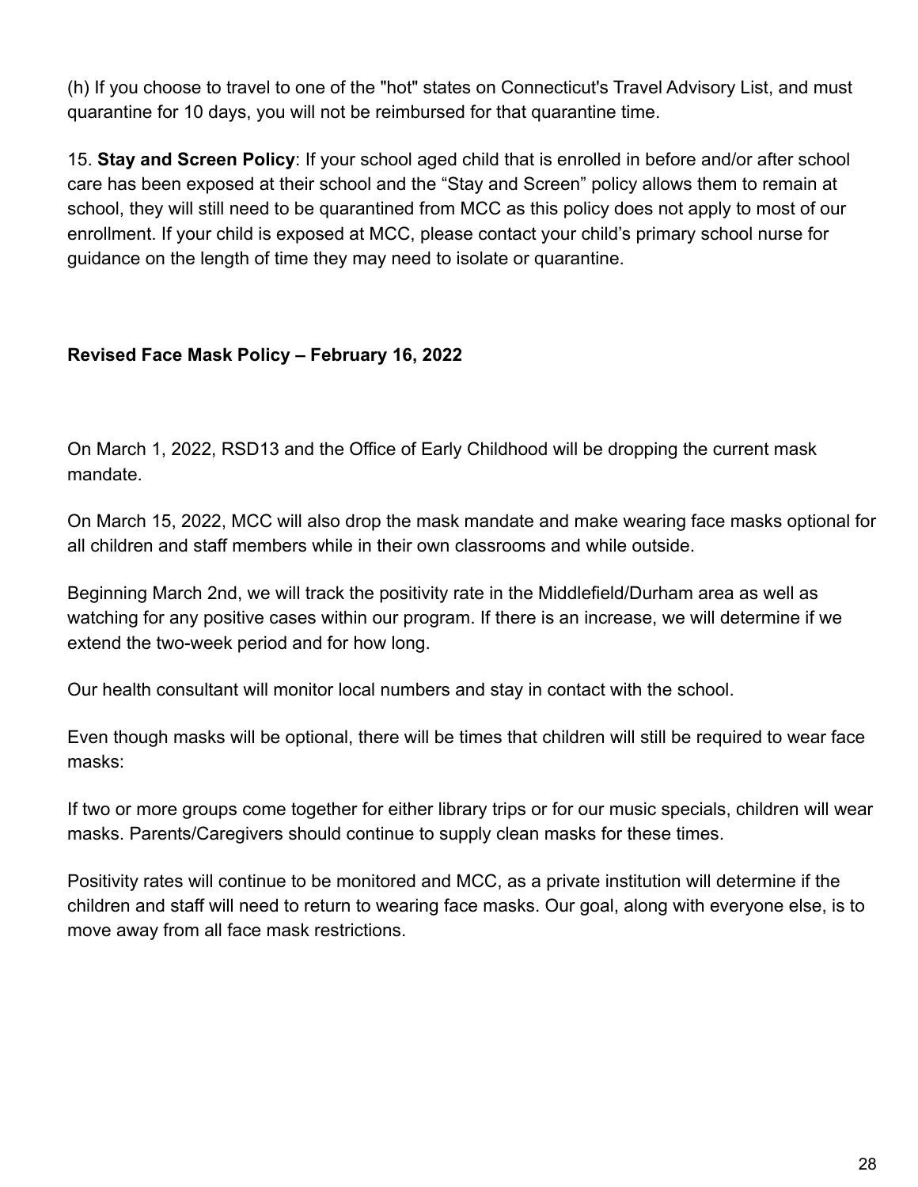(h) If you choose to travel to one of the "hot" states on Connecticut's Travel Advisory List, and must quarantine for 10 days, you will not be reimbursed for that quarantine time.

15. **Stay and Screen Policy**: If your school aged child that is enrolled in before and/or after school care has been exposed at their school and the "Stay and Screen" policy allows them to remain at school, they will still need to be quarantined from MCC as this policy does not apply to most of our enrollment. If your child is exposed at MCC, please contact your child's primary school nurse for guidance on the length of time they may need to isolate or quarantine.

**Revised Face Mask Policy – February 16, 2022**

On March 1, 2022, RSD13 and the Office of Early Childhood will be dropping the current mask mandate.

On March 15, 2022, MCC will also drop the mask mandate and make wearing face masks optional for all children and staff members while in their own classrooms and while outside.

Beginning March 2nd, we will track the positivity rate in the Middlefield/Durham area as well as watching for any positive cases within our program. If there is an increase, we will determine if we extend the two-week period and for how long.

Our health consultant will monitor local numbers and stay in contact with the school.

Even though masks will be optional, there will be times that children will still be required to wear face masks:

If two or more groups come together for either library trips or for our music specials, children will wear masks. Parents/Caregivers should continue to supply clean masks for these times.

Positivity rates will continue to be monitored and MCC, as a private institution will determine if the children and staff will need to return to wearing face masks. Our goal, along with everyone else, is to move away from all face mask restrictions.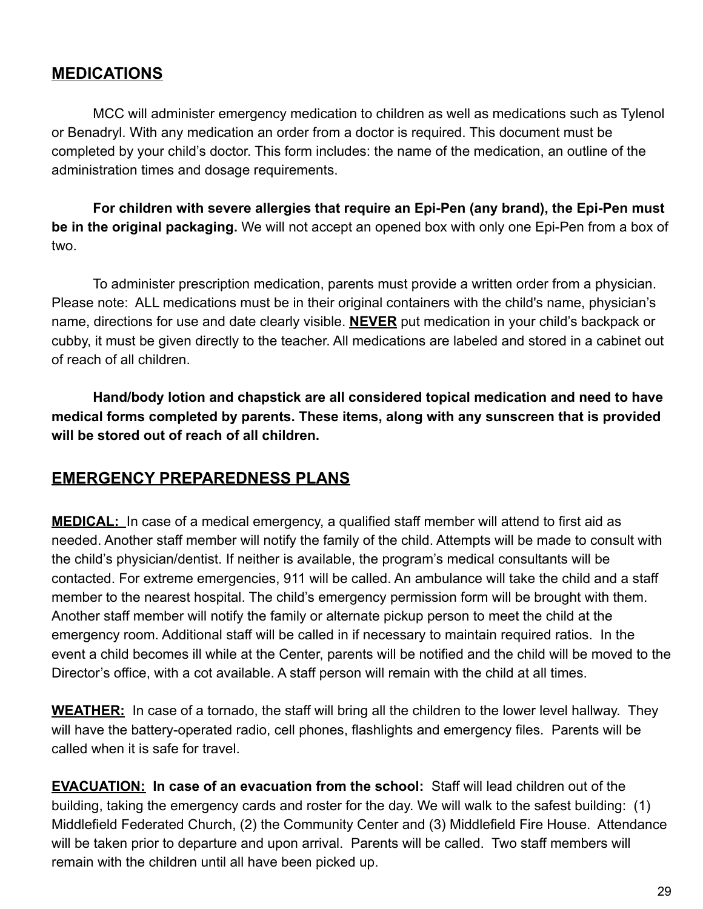## MEDICATIONS

MCC will administer emergency medication to children as well as medications such as Tylenol or Benadryl. With any medication an order from a doctor is required. This document must be completed by your child's doctor. This form includes: the name of the medication, an outline of the administration times and dosage requirements.

**For children with severe allergies that require an Epi-Pen (any brand), the Epi-Pen must be in the original packaging.** We will not accept an opened box with only one Epi-Pen from a box of two.

To administer prescription medication, parents must provide a written order from a physician. Please note: ALL medications must be in their original containers with the child's name, physician's name, directions for use and date clearly visible. **NEVER** put medication in your child's backpack or cubby, it must be given directly to the teacher. All medications are labeled and stored in a cabinet out of reach of all children.

**Hand/body lotion and chapstick are all considered topical medication and need to have medical forms completed by parents. These items, along with any sunscreen that is provided will be stored out of reach of all children.**

## EMERGENCY PREPAREDNESS PLANS

**MEDICAL:** In case of a medical emergency, a qualified staff member will attend to first aid as needed. Another staff member will notify the family of the child. Attempts will be made to consult with the child's physician/dentist. If neither is available, the program's medical consultants will be contacted. For extreme emergencies, 911 will be called. An ambulance will take the child and a staff member to the nearest hospital. The child's emergency permission form will be brought with them. Another staff member will notify the family or alternate pickup person to meet the child at the emergency room. Additional staff will be called in if necessary to maintain required ratios. In the event a child becomes ill while at the Center, parents will be notified and the child will be moved to the Director's office, with a cot available. A staff person will remain with the child at all times.

**WEATHER:** In case of a tornado, the staff will bring all the children to the lower level hallway. They will have the battery-operated radio, cell phones, flashlights and emergency files. Parents will be called when it is safe for travel.

**EVACUATION: In case of an evacuation from the school:** Staff will lead children out of the building, taking the emergency cards and roster for the day. We will walk to the safest building: (1) Middlefield Federated Church, (2) the Community Center and (3) Middlefield Fire House. Attendance will be taken prior to departure and upon arrival. Parents will be called. Two staff members will remain with the children until all have been picked up.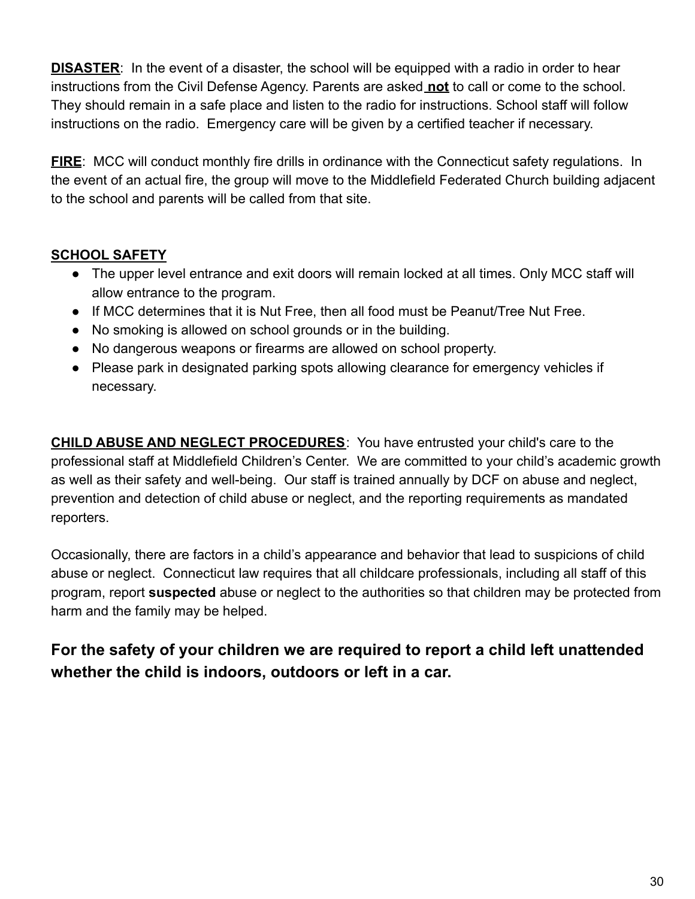**<u>DISASTER</u>**: In the event of a disaster, the school will be equipped with a radio in order to hear instructions from the Civil Defense Agency. Parents are asked **<u>not</u>** to call or come to the school. They should remain in a safe place and listen to the radio for instructions. School staff will follow instructions on the radio. Emergency care will be given by a certified teacher if necessary.

**<u>FIRE</u>**: MCC will conduct monthly fire drills in ordinance with the Connecticut safety regulations. In the event of an actual fire, the group will move to the Middlefield Federated Church building adjacent to the school and parents will be called from that site.

**<u>SCHOOL SAFETY</u>**

- The upper level entrance and exit doors will remain locked at all times. Only MCC staff will allow entrance to the program.
- If MCC determines that it is Nut Free, then all food must be Peanut/Tree Nut Free.
- No smoking is allowed on school grounds or in the building.
- No dangerous weapons or firearms are allowed on school property.
- Please park in designated parking spots allowing clearance for emergency vehicles if necessary.

**<u>CHILD ABUSE AND NEGLECT PROCEDURES</u>**: You have entrusted your child's care to the professional staff at Middlefield Children's Center. We are committed to your child's academic growth as well as their safety and well-being. Our staff is trained annually by DCF on abuse and neglect, prevention and detection of child abuse or neglect, and the reporting requirements as mandated reporters.

Occasionally, there are factors in a child's appearance and behavior that lead to suspicions of child abuse or neglect. Connecticut law requires that all childcare professionals, including all staff of this program, report **suspected** abuse or neglect to the authorities so that children may be protected from harm and the family may be helped.

## For the safety of your children we are required to report a child left unattended whether the child is indoors, outdoors or left in a car.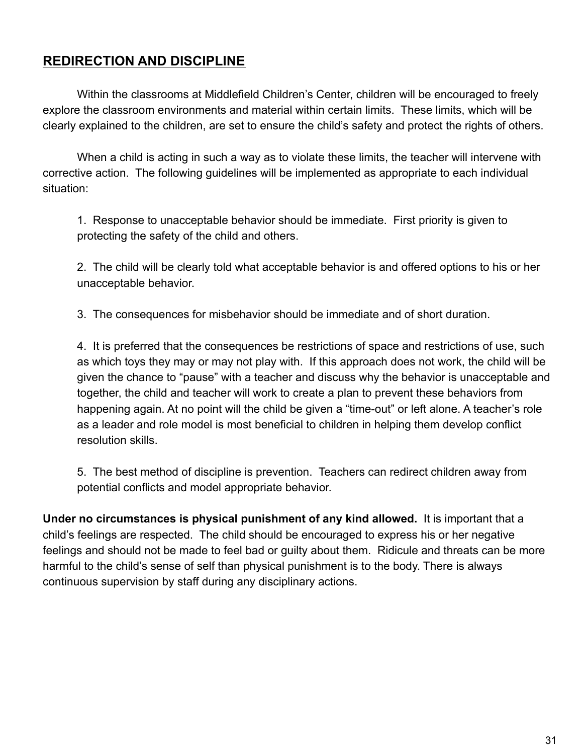## REDIRECTION AND DISCIPLINE

Within the classrooms at Middlefield Children's Center, children will be encouraged to freely explore the classroom environments and material within certain limits. These limits, which will be clearly explained to the children, are set to ensure the child's safety and protect the rights of others.

When a child is acting in such a way as to violate these limits, the teacher will intervene with corrective action. The following guidelines will be implemented as appropriate to each individual situation:

1. Response to unacceptable behavior should be immediate. First priority is given to protecting the safety of the child and others.

2. The child will be clearly told what acceptable behavior is and offered options to his or her unacceptable behavior.

3. The consequences for misbehavior should be immediate and of short duration.

4. It is preferred that the consequences be restrictions of space and restrictions of use, such as which toys they may or may not play with. If this approach does not work, the child will be given the chance to "pause" with a teacher and discuss why the behavior is unacceptable and together, the child and teacher will work to create a plan to prevent these behaviors from happening again. At no point will the child be given a "time-out" or left alone. A teacher's role as a leader and role model is most beneficial to children in helping them develop conflict resolution skills.

5. The best method of discipline is prevention. Teachers can redirect children away from potential conflicts and model appropriate behavior.

**Under no circumstances is physical punishment of any kind allowed.** It is important that a child's feelings are respected. The child should be encouraged to express his or her negative feelings and should not be made to feel bad or guilty about them. Ridicule and threats can be more harmful to the child's sense of self than physical punishment is to the body. There is always continuous supervision by staff during any disciplinary actions.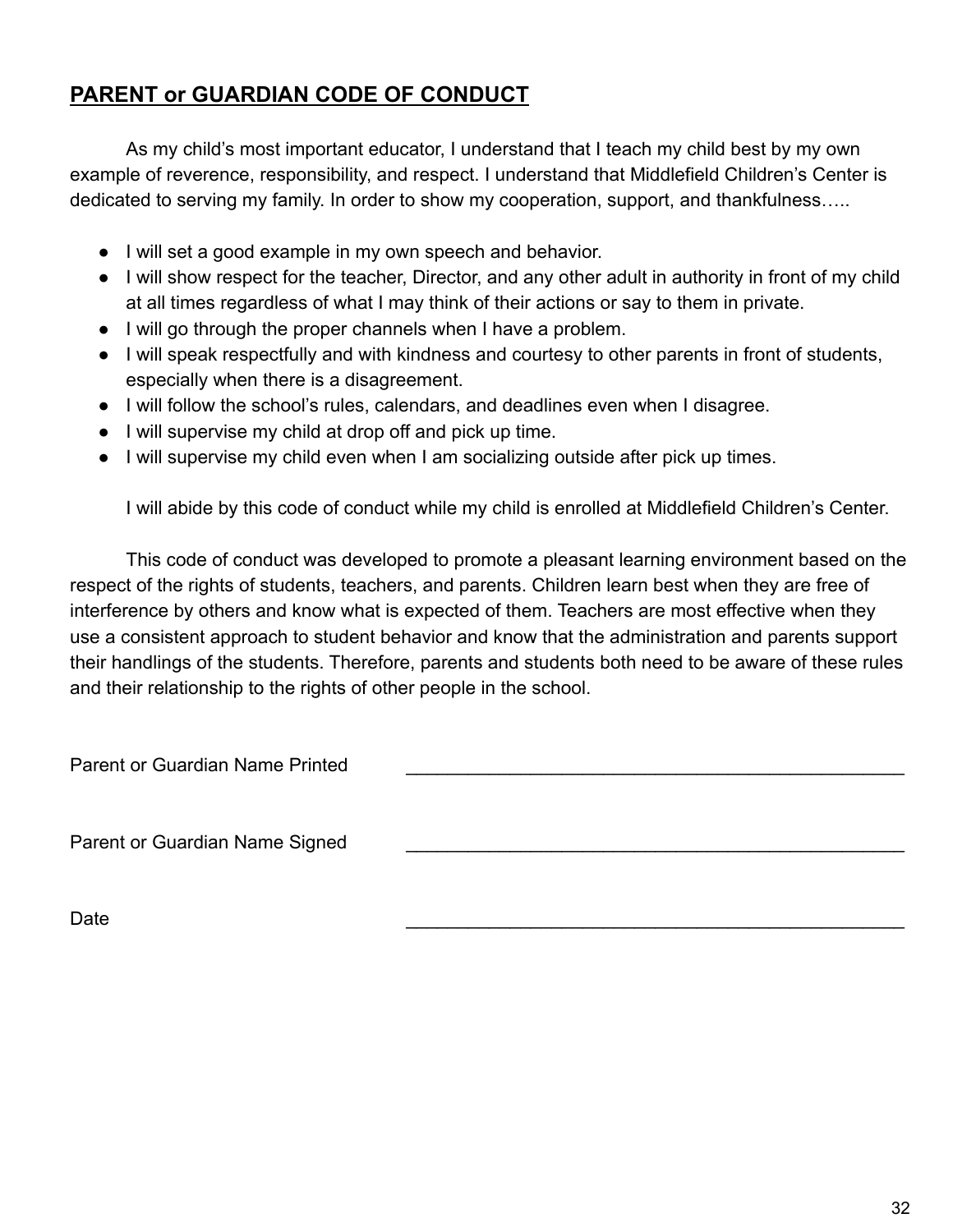## PARENT or GUARDIAN CODE OF CONDUCT

As my child's most important educator, I understand that I teach my child best by my own example of reverence, responsibility, and respect. I understand that Middlefield Children's Center is dedicated to serving my family. In order to show my cooperation, support, and thankfulness…..

- I will set a good example in my own speech and behavior.
- I will show respect for the teacher, Director, and any other adult in authority in front of my child at all times regardless of what I may think of their actions or say to them in private.
- I will go through the proper channels when I have a problem.
- I will speak respectfully and with kindness and courtesy to other parents in front of students, especially when there is a disagreement.
- I will follow the school's rules, calendars, and deadlines even when I disagree.
- I will supervise my child at drop off and pick up time.
- I will supervise my child even when I am socializing outside after pick up times.

I will abide by this code of conduct while my child is enrolled at Middlefield Children's Center.

This code of conduct was developed to promote a pleasant learning environment based on the respect of the rights of students, teachers, and parents. Children learn best when they are free of interference by others and know what is expected of them. Teachers are most effective when they use a consistent approach to student behavior and know that the administration and parents support their handlings of the students. Therefore, parents and students both need to be aware of these rules and their relationship to the rights of other people in the school.

Parent or Guardian Name Printed ____________________________________________

Parent or Guardian Name Signed ____________________________________________

Date ____________________________________________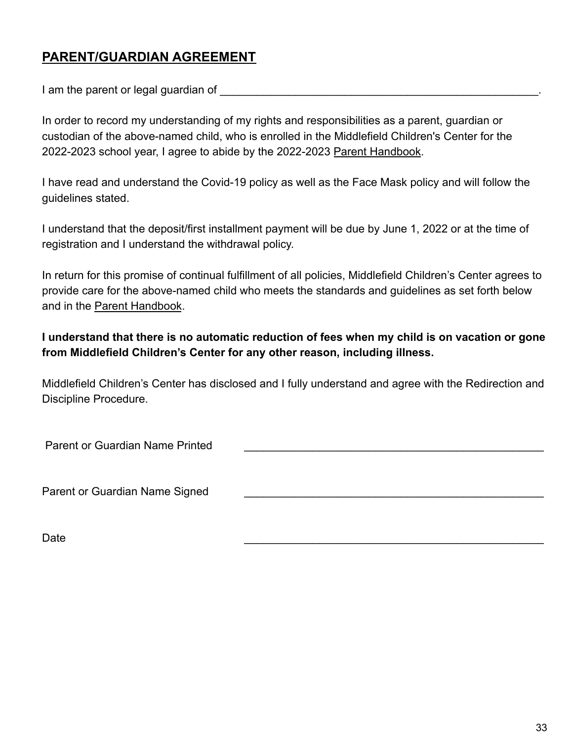# **PARENT/GUARDIAN AGREEMENT**

I am the parent or legal guardian of _____________________________________________________.

In order to record my understanding of my rights and responsibilities as a parent, guardian or custodian of the above-named child, who is enrolled in the Middlefield Children's Center for the 2022-2023 school year, I agree to abide by the 2022-2023 Parent Handbook.

I have read and understand the Covid-19 policy as well as the Face Mask policy and will follow the guidelines stated.

I understand that the deposit/first installment payment will be due by June 1, 2022 or at the time of registration and I understand the withdrawal policy.

In return for this promise of continual fulfillment of all policies, Middlefield Children's Center agrees to provide care for the above-named child who meets the standards and guidelines as set forth below and in the Parent Handbook.

**I understand that there is no automatic reduction of fees when my child is on vacation or gone from Middlefield Children's Center for any other reason, including illness.**

Middlefield Children's Center has disclosed and I fully understand and agree with the Redirection and Discipline Procedure.

Parent or Guardian Name Printed _____________________________________________

Parent or Guardian Name Signed _____________________________________________

Date _____________________________________________